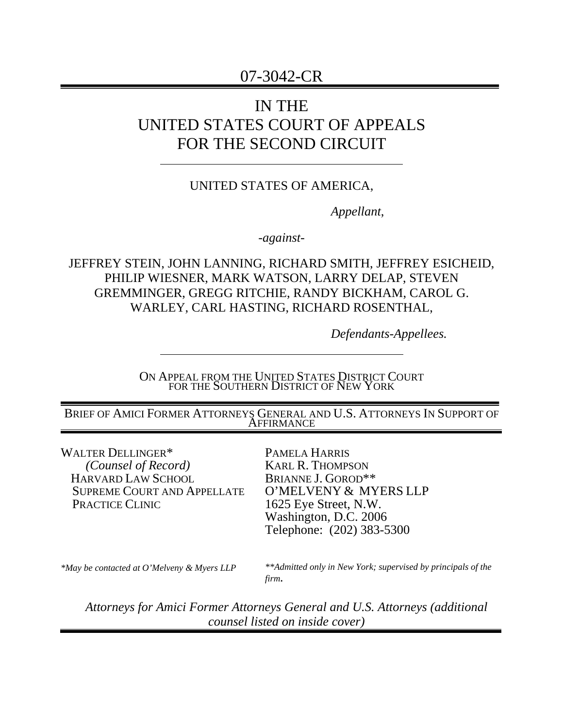07-3042-CR

# IN THE UNITED STATES COURT OF APPEALS FOR THE SECOND CIRCUIT

UNITED STATES OF AMERICA,

*Appellant*,

*-against-*

JEFFREY STEIN, JOHN LANNING, RICHARD SMITH, JEFFREY ESICHEID, PHILIP WIESNER, MARK WATSON, LARRY DELAP, STEVEN GREMMINGER, GREGG RITCHIE, RANDY BICKHAM, CAROL G. WARLEY, CARL HASTING, RICHARD ROSENTHAL,

*Defendants-Appellees.*

ON APPEAL FROM THE UNITED STATES DISTRICT COURT FOR THE SOUTHERN DISTRICT OF NEW YORK

BRIEF OF AMICI FORMER ATTORNEYS GENERAL AND U.S. ATTORNEYS IN SUPPORT OF AFFIRMANCE

WALTER DELLINGER*
*(Counsel of Record)*
HARVARD LAW SCHOOL
SUPREME COURT AND APPELLATE PRACTICE CLINIC

PAMELA HARRIS
KARL R. THOMPSON
BRIANNE J. GOROD**
O'MELVENY & MYERS LLP
1625 Eye Street, N.W.
Washington, D.C. 2006
Telephone: (202) 383-5300

*\*May be contacted at O'Melveny & Myers LLP*

*\*\*Admitted only in New York; supervised by principals of the firm.*

*Attorneys for Amici Former Attorneys General and U.S. Attorneys (additional counsel listed on inside cover)*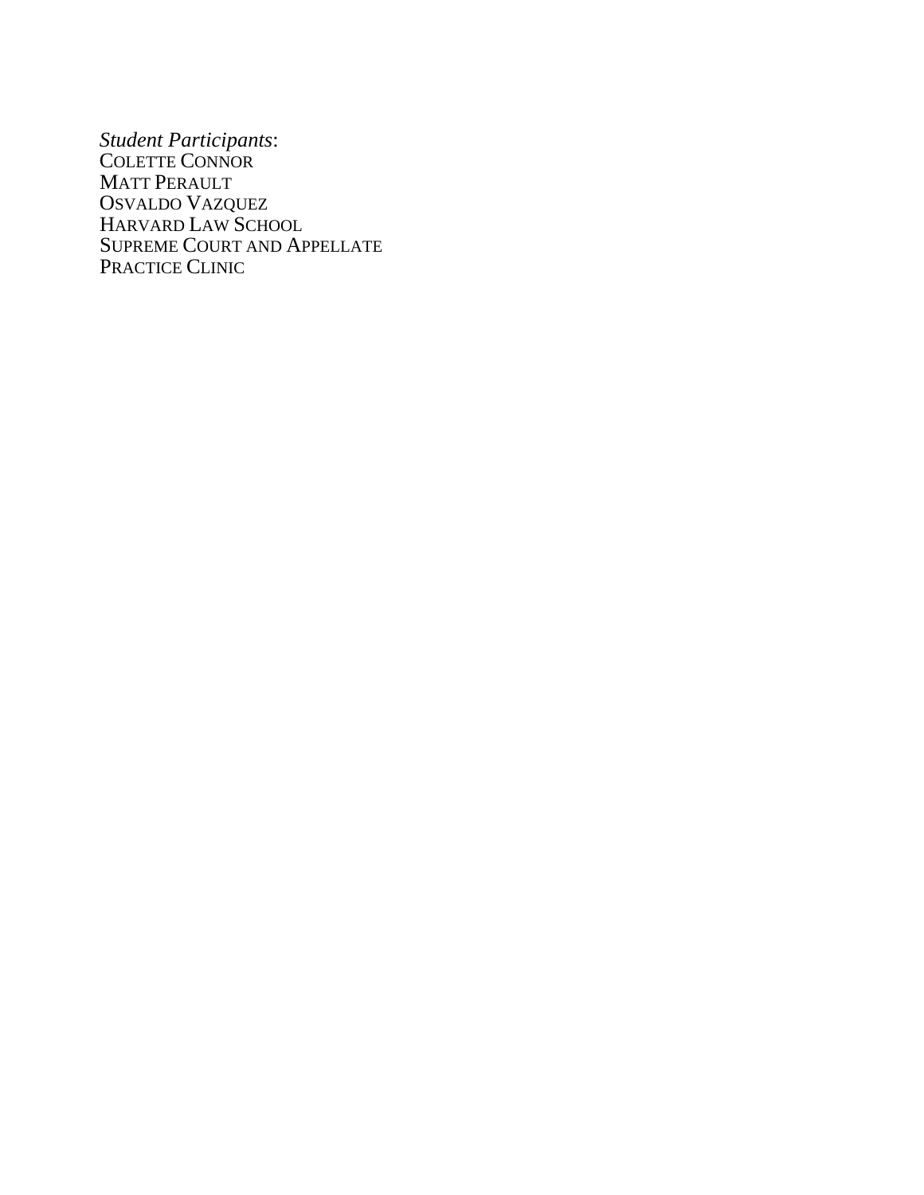*Student Participants*:
COLETTE CONNOR
MATT PERAULT
OSVALDO VAZQUEZ
HARVARD LAW SCHOOL
SUPREME COURT AND APPELLATE
PRACTICE CLINIC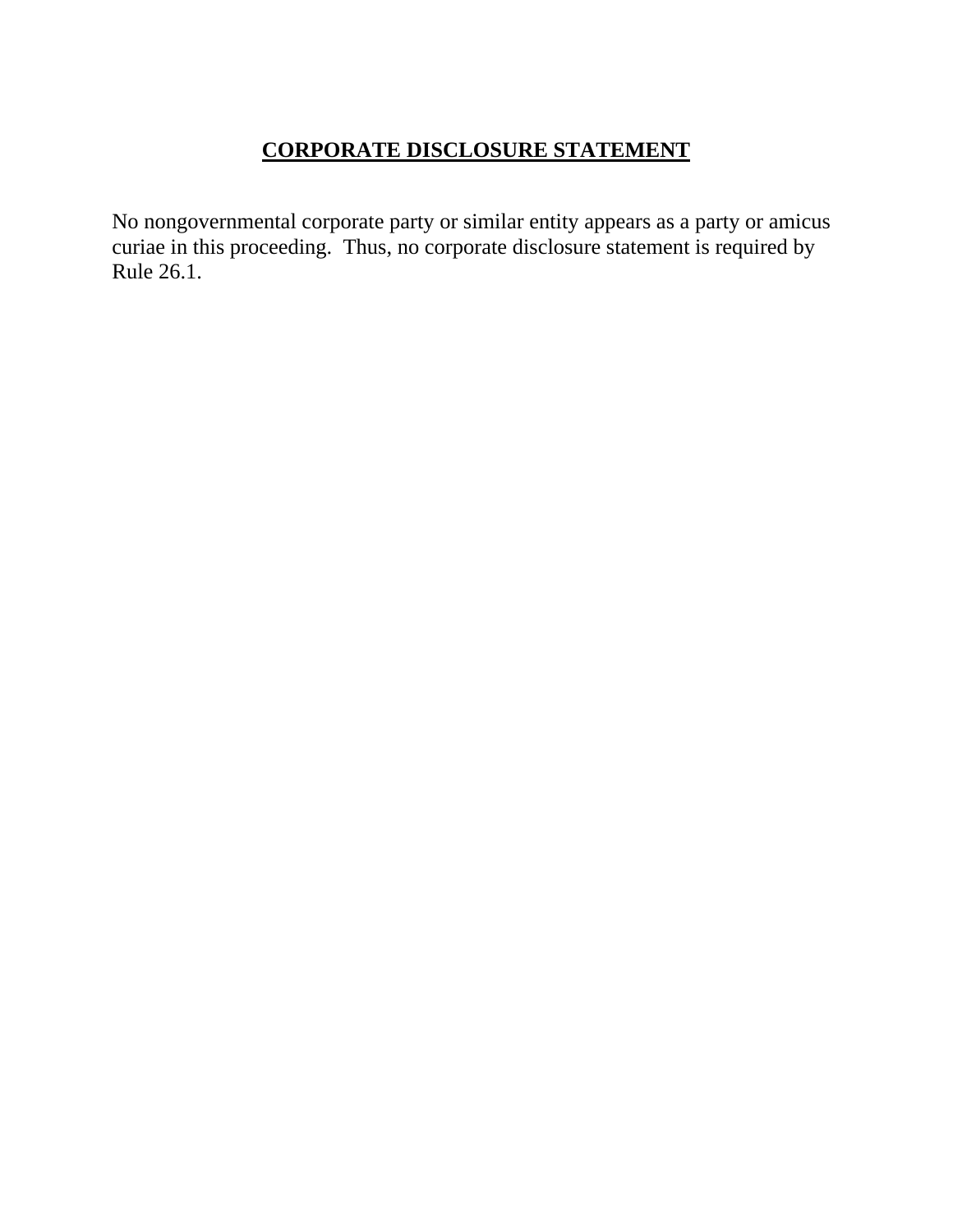## CORPORATE DISCLOSURE STATEMENT

No nongovernmental corporate party or similar entity appears as a party or amicus curiae in this proceeding. Thus, no corporate disclosure statement is required by Rule 26.1.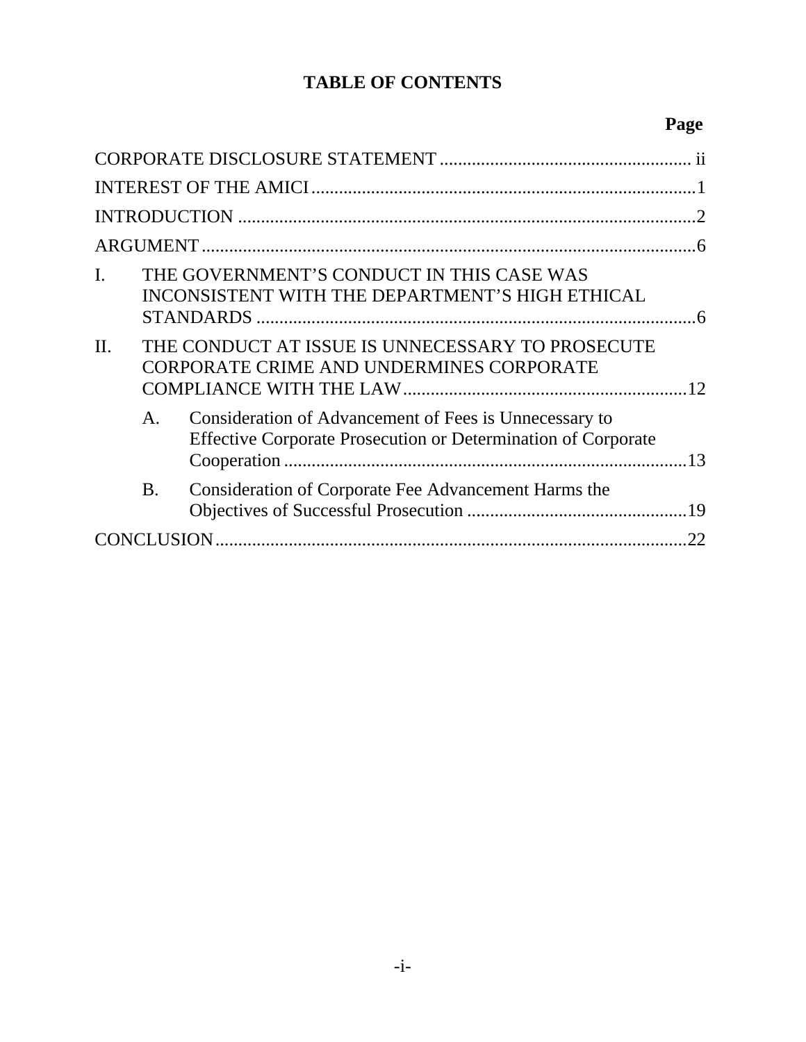# TABLE OF CONTENTS

| | Page |
|---|---|
| CORPORATE DISCLOSURE STATEMENT | ii |
| INTEREST OF THE AMICI | 1 |
| INTRODUCTION | 2 |
| ARGUMENT | 6 |
| I. THE GOVERNMENT'S CONDUCT IN THIS CASE WAS INCONSISTENT WITH THE DEPARTMENT'S HIGH ETHICAL STANDARDS | 6 |
| II. THE CONDUCT AT ISSUE IS UNNECESSARY TO PROSECUTE CORPORATE CRIME AND UNDERMINES CORPORATE COMPLIANCE WITH THE LAW | 12 |
| A. Consideration of Advancement of Fees is Unnecessary to Effective Corporate Prosecution or Determination of Corporate Cooperation | 13 |
| B. Consideration of Corporate Fee Advancement Harms the Objectives of Successful Prosecution | 19 |
| CONCLUSION | 22 |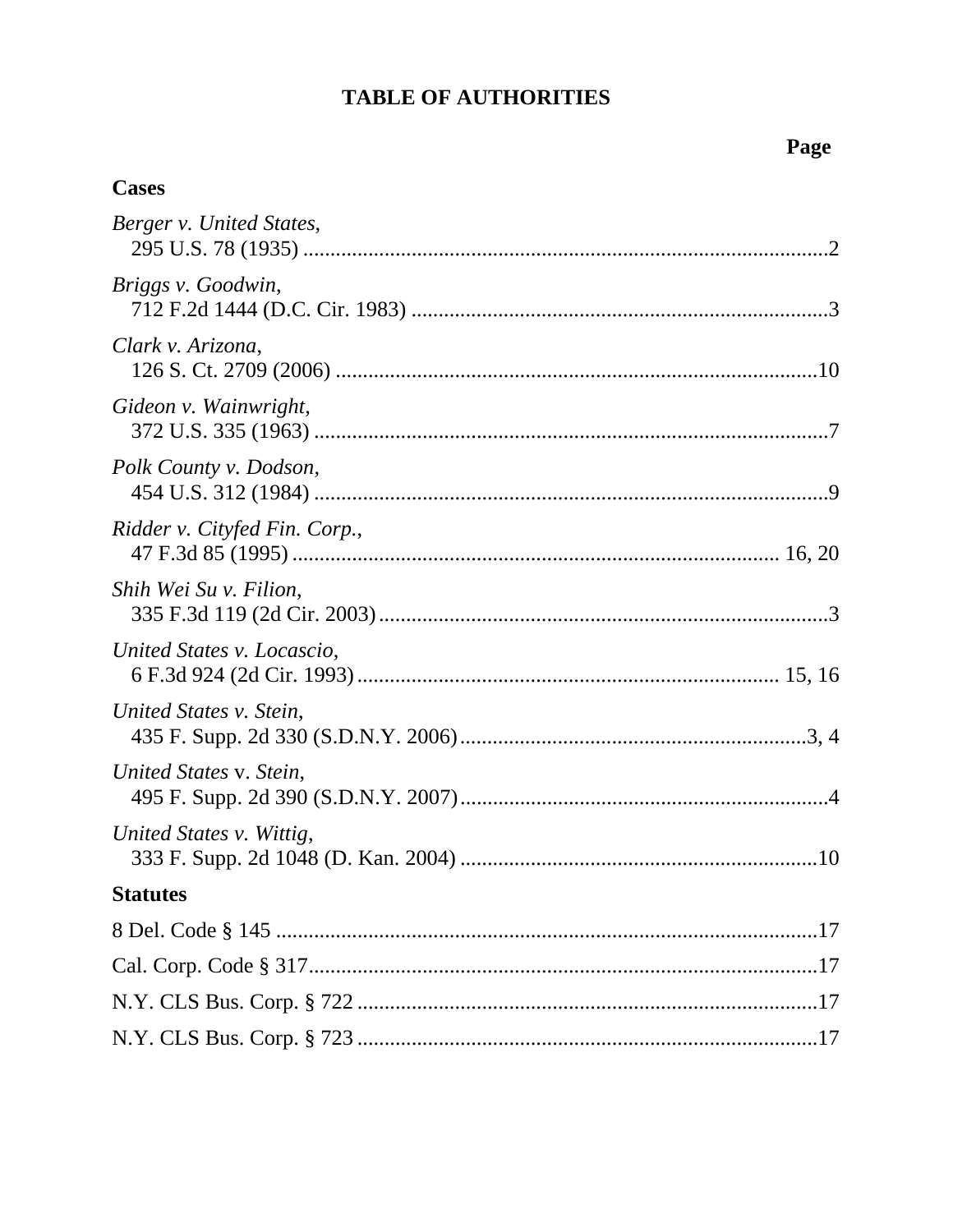# TABLE OF AUTHORITIES

**Page**

**Cases**

*Berger v. United States*,
295 U.S. 78 (1935) ....................................................................................................2

*Briggs v. Goodwin*,
712 F.2d 1444 (D.C. Cir. 1983) ..............................................................................3

*Clark v. Arizona*,
126 S. Ct. 2709 (2006) ..........................................................................................10

*Gideon v. Wainwright*,
372 U.S. 335 (1963) ..................................................................................................7

*Polk County v. Dodson*,
454 U.S. 312 (1984) ..................................................................................................9

*Ridder v. Cityfed Fin. Corp.*,
47 F.3d 85 (1995) ........................................................................................... 16, 20

*Shih Wei Su v. Filion*,
335 F.3d 119 (2d Cir. 2003) ......................................................................................3

*United States v. Locascio*,
6 F.3d 924 (2d Cir. 1993) .............................................................................. 15, 16

*United States v. Stein*,
435 F. Supp. 2d 330 (S.D.N.Y. 2006) ..................................................................3, 4

*United States* v. *Stein*,
495 F. Supp. 2d 390 (S.D.N.Y. 2007) ......................................................................4

*United States v. Wittig*,
333 F. Supp. 2d 1048 (D. Kan. 2004) ....................................................................10

**Statutes**

8 Del. Code § 145 ....................................................................................................17

Cal. Corp. Code § 317..............................................................................................17

N.Y. CLS Bus. Corp. § 722 .....................................................................................17

N.Y. CLS Bus. Corp. § 723 .....................................................................................17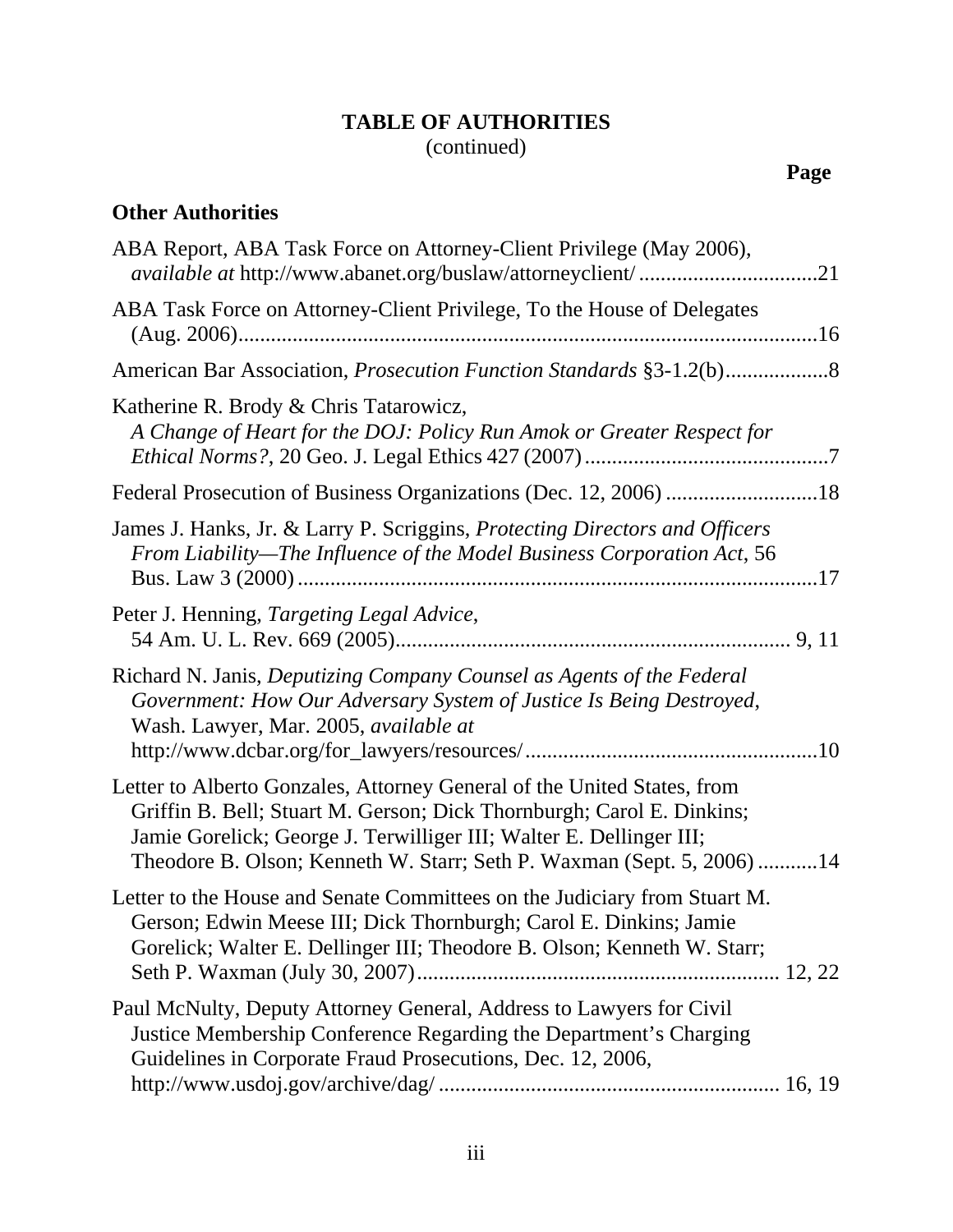# TABLE OF AUTHORITIES
(continued)

**Page**

## Other Authorities

ABA Report, ABA Task Force on Attorney-Client Privilege (May 2006), *available at* http://www.abanet.org/buslaw/attorneyclient/ .................................21

ABA Task Force on Attorney-Client Privilege, To the House of Delegates (Aug. 2006).........................................................................................................16

American Bar Association, *Prosecution Function Standards* §3-1.2(b)..................8

Katherine R. Brody & Chris Tatarowicz, *A Change of Heart for the DOJ: Policy Run Amok or Greater Respect for Ethical Norms?*, 20 Geo. J. Legal Ethics 427 (2007).............................................7

Federal Prosecution of Business Organizations (Dec. 12, 2006) ............................18

James J. Hanks, Jr. & Larry P. Scriggins, *Protecting Directors and Officers From Liability—The Influence of the Model Business Corporation Act*, 56 Bus. Law 3 (2000)...............................................................................................17

Peter J. Henning, *Targeting Legal Advice*, 54 Am. U. L. Rev. 669 (2005)........................................................................ 9, 11

Richard N. Janis, *Deputizing Company Counsel as Agents of the Federal Government: How Our Adversary System of Justice Is Being Destroyed*, Wash. Lawyer, Mar. 2005, *available at* http://www.dcbar.org/for_lawyers/resources/......................................................10

Letter to Alberto Gonzales, Attorney General of the United States, from Griffin B. Bell; Stuart M. Gerson; Dick Thornburgh; Carol E. Dinkins; Jamie Gorelick; George J. Terwilliger III; Walter E. Dellinger III; Theodore B. Olson; Kenneth W. Starr; Seth P. Waxman (Sept. 5, 2006) ...........14

Letter to the House and Senate Committees on the Judiciary from Stuart M. Gerson; Edwin Meese III; Dick Thornburgh; Carol E. Dinkins; Jamie Gorelick; Walter E. Dellinger III; Theodore B. Olson; Kenneth W. Starr; Seth P. Waxman (July 30, 2007).................................................................. 12, 22

Paul McNulty, Deputy Attorney General, Address to Lawyers for Civil Justice Membership Conference Regarding the Department's Charging Guidelines in Corporate Fraud Prosecutions, Dec. 12, 2006, http://www.usdoj.gov/archive/dag/ .............................................................. 16, 19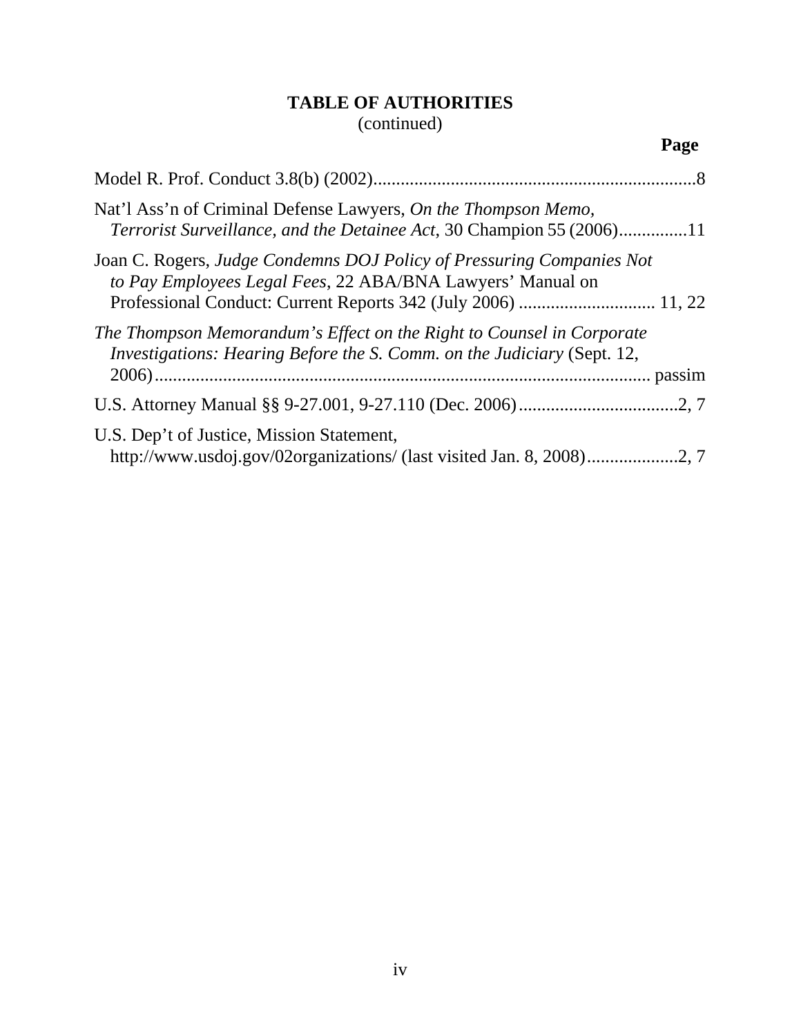**TABLE OF AUTHORITIES**
(continued)

**Page**

Model R. Prof. Conduct 3.8(b) (2002).......................................................................8

Nat'l Ass'n of Criminal Defense Lawyers, *On the Thompson Memo, Terrorist Surveillance, and the Detainee Act*, 30 Champion 55 (2006)..............11

Joan C. Rogers, *Judge Condemns DOJ Policy of Pressuring Companies Not to Pay Employees Legal Fees*, 22 ABA/BNA Lawyers' Manual on Professional Conduct: Current Reports 342 (July 2006) .............................. 11, 22

*The Thompson Memorandum's Effect on the Right to Counsel in Corporate Investigations: Hearing Before the S. Comm. on the Judiciary* (Sept. 12, 2006)............................................................................................................ passim

U.S. Attorney Manual §§ 9-27.001, 9-27.110 (Dec. 2006)...................................2, 7

U.S. Dep't of Justice, Mission Statement, http://www.usdoj.gov/02organizations/ (last visited Jan. 8, 2008)....................2, 7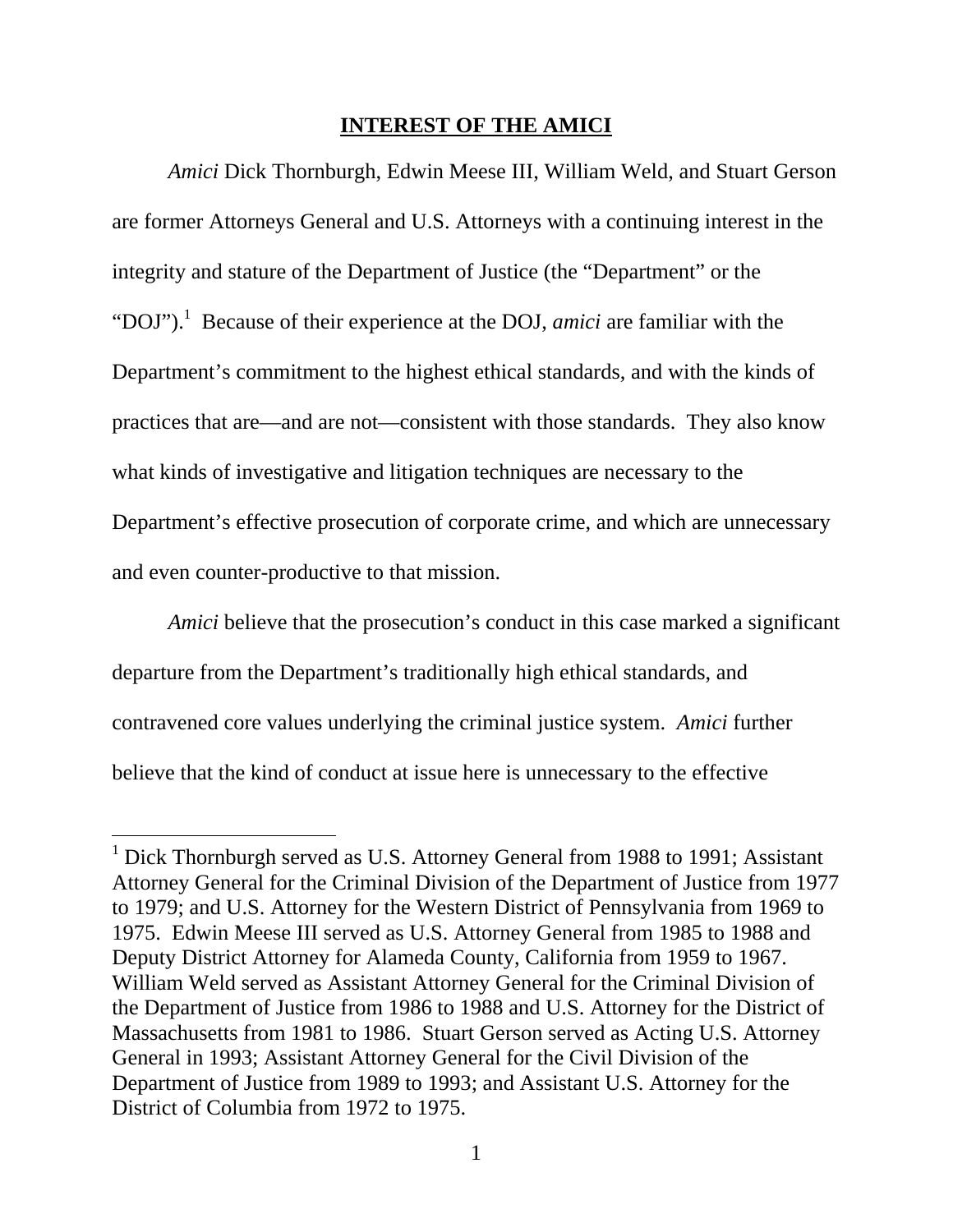## INTEREST OF THE AMICI

*Amici* Dick Thornburgh, Edwin Meese III, William Weld, and Stuart Gerson are former Attorneys General and U.S. Attorneys with a continuing interest in the integrity and stature of the Department of Justice (the "Department" or the "DOJ").[1] Because of their experience at the DOJ, *amici* are familiar with the Department's commitment to the highest ethical standards, and with the kinds of practices that are—and are not—consistent with those standards. They also know what kinds of investigative and litigation techniques are necessary to the Department's effective prosecution of corporate crime, and which are unnecessary and even counter-productive to that mission.

*Amici* believe that the prosecution's conduct in this case marked a significant departure from the Department's traditionally high ethical standards, and contravened core values underlying the criminal justice system. *Amici* further believe that the kind of conduct at issue here is unnecessary to the effective

---

[1] Dick Thornburgh served as U.S. Attorney General from 1988 to 1991; Assistant Attorney General for the Criminal Division of the Department of Justice from 1977 to 1979; and U.S. Attorney for the Western District of Pennsylvania from 1969 to 1975. Edwin Meese III served as U.S. Attorney General from 1985 to 1988 and Deputy District Attorney for Alameda County, California from 1959 to 1967. William Weld served as Assistant Attorney General for the Criminal Division of the Department of Justice from 1986 to 1988 and U.S. Attorney for the District of Massachusetts from 1981 to 1986. Stuart Gerson served as Acting U.S. Attorney General in 1993; Assistant Attorney General for the Civil Division of the Department of Justice from 1989 to 1993; and Assistant U.S. Attorney for the District of Columbia from 1972 to 1975.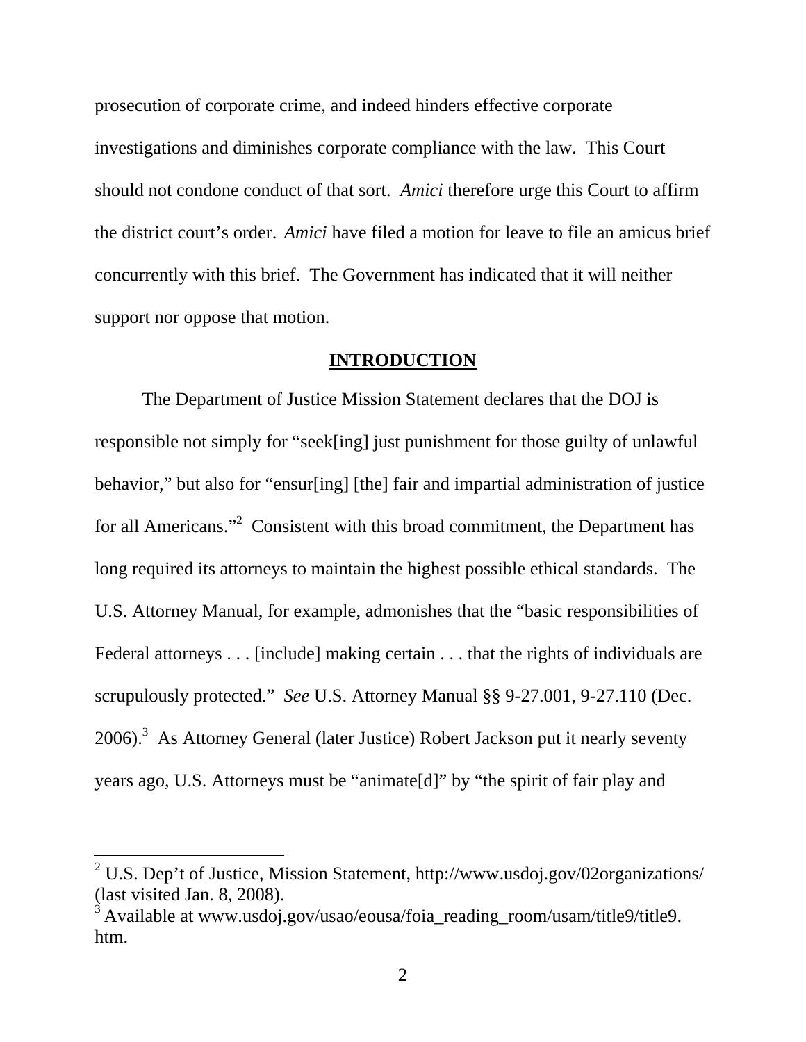prosecution of corporate crime, and indeed hinders effective corporate investigations and diminishes corporate compliance with the law. This Court should not condone conduct of that sort. *Amici* therefore urge this Court to affirm the district court's order. *Amici* have filed a motion for leave to file an amicus brief concurrently with this brief. The Government has indicated that it will neither support nor oppose that motion.

## INTRODUCTION

The Department of Justice Mission Statement declares that the DOJ is responsible not simply for "seek[ing] just punishment for those guilty of unlawful behavior," but also for "ensur[ing] [the] fair and impartial administration of justice for all Americans."[2] Consistent with this broad commitment, the Department has long required its attorneys to maintain the highest possible ethical standards. The U.S. Attorney Manual, for example, admonishes that the "basic responsibilities of Federal attorneys . . . [include] making certain . . . that the rights of individuals are scrupulously protected." *See* U.S. Attorney Manual §§ 9-27.001, 9-27.110 (Dec. 2006).[3] As Attorney General (later Justice) Robert Jackson put it nearly seventy years ago, U.S. Attorneys must be "animate[d]" by "the spirit of fair play and

---

[2] U.S. Dep't of Justice, Mission Statement, http://www.usdoj.gov/02organizations/ (last visited Jan. 8, 2008).

[3] Available at www.usdoj.gov/usao/eousa/foia_reading_room/usam/title9/title9.htm.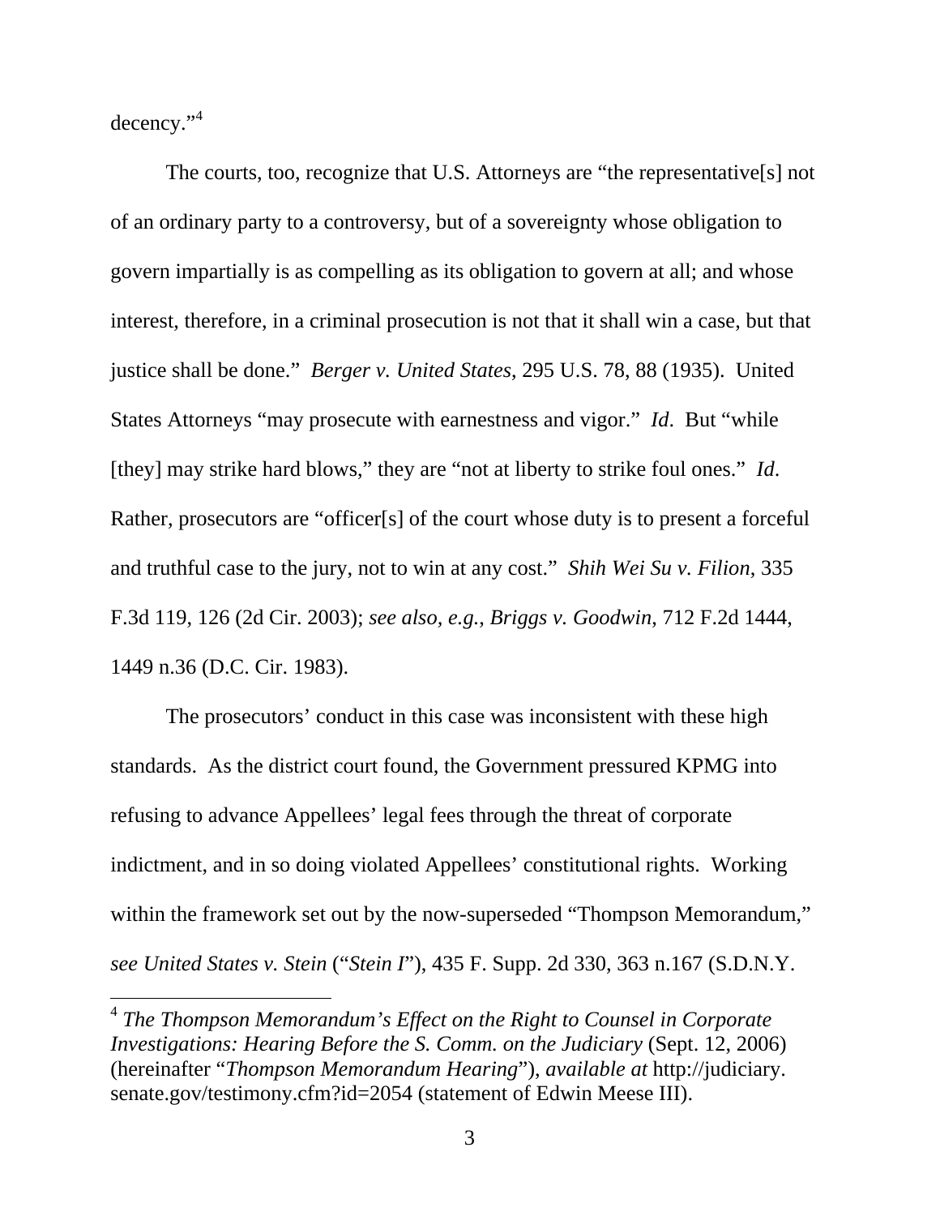decency."[4]

The courts, too, recognize that U.S. Attorneys are "the representative[s] not of an ordinary party to a controversy, but of a sovereignty whose obligation to govern impartially is as compelling as its obligation to govern at all; and whose interest, therefore, in a criminal prosecution is not that it shall win a case, but that justice shall be done." *Berger v. United States*, 295 U.S. 78, 88 (1935). United States Attorneys "may prosecute with earnestness and vigor." *Id*. But "while [they] may strike hard blows," they are "not at liberty to strike foul ones." *Id*. Rather, prosecutors are "officer[s] of the court whose duty is to present a forceful and truthful case to the jury, not to win at any cost." *Shih Wei Su v. Filion*, 335 F.3d 119, 126 (2d Cir. 2003); *see also, e.g., Briggs v. Goodwin,* 712 F.2d 1444, 1449 n.36 (D.C. Cir. 1983).

The prosecutors' conduct in this case was inconsistent with these high standards. As the district court found, the Government pressured KPMG into refusing to advance Appellees' legal fees through the threat of corporate indictment, and in so doing violated Appellees' constitutional rights. Working within the framework set out by the now-superseded "Thompson Memorandum," *see United States v. Stein* ("*Stein I*"), 435 F. Supp. 2d 330, 363 n.167 (S.D.N.Y.

---

[4] *The Thompson Memorandum's Effect on the Right to Counsel in Corporate Investigations: Hearing Before the S. Comm. on the Judiciary* (Sept. 12, 2006) (hereinafter "*Thompson Memorandum Hearing*"), *available at* http://judiciary.senate.gov/testimony.cfm?id=2054 (statement of Edwin Meese III).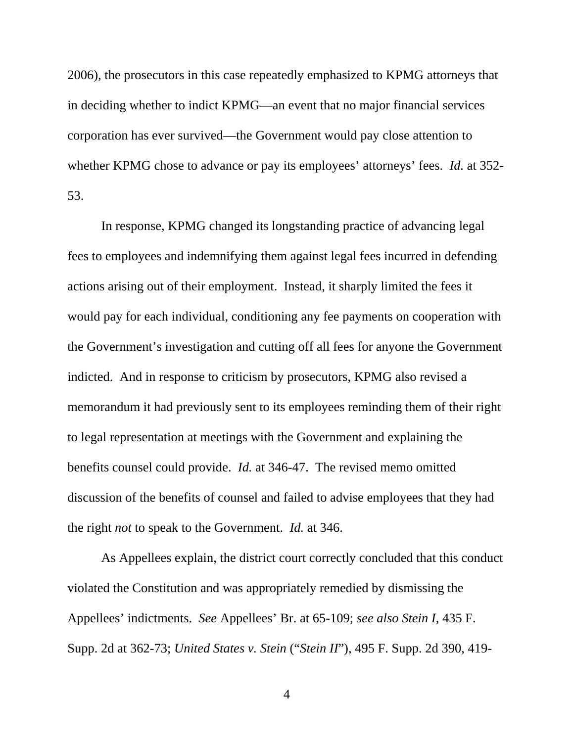2006), the prosecutors in this case repeatedly emphasized to KPMG attorneys that in deciding whether to indict KPMG—an event that no major financial services corporation has ever survived—the Government would pay close attention to whether KPMG chose to advance or pay its employees' attorneys' fees. *Id.* at 352-53.

In response, KPMG changed its longstanding practice of advancing legal fees to employees and indemnifying them against legal fees incurred in defending actions arising out of their employment. Instead, it sharply limited the fees it would pay for each individual, conditioning any fee payments on cooperation with the Government's investigation and cutting off all fees for anyone the Government indicted. And in response to criticism by prosecutors, KPMG also revised a memorandum it had previously sent to its employees reminding them of their right to legal representation at meetings with the Government and explaining the benefits counsel could provide. *Id.* at 346-47. The revised memo omitted discussion of the benefits of counsel and failed to advise employees that they had the right *not* to speak to the Government. *Id.* at 346.

As Appellees explain, the district court correctly concluded that this conduct violated the Constitution and was appropriately remedied by dismissing the Appellees' indictments. *See* Appellees' Br. at 65-109; *see also Stein I*, 435 F. Supp. 2d at 362-73; *United States v. Stein* ("*Stein II*"), 495 F. Supp. 2d 390, 419-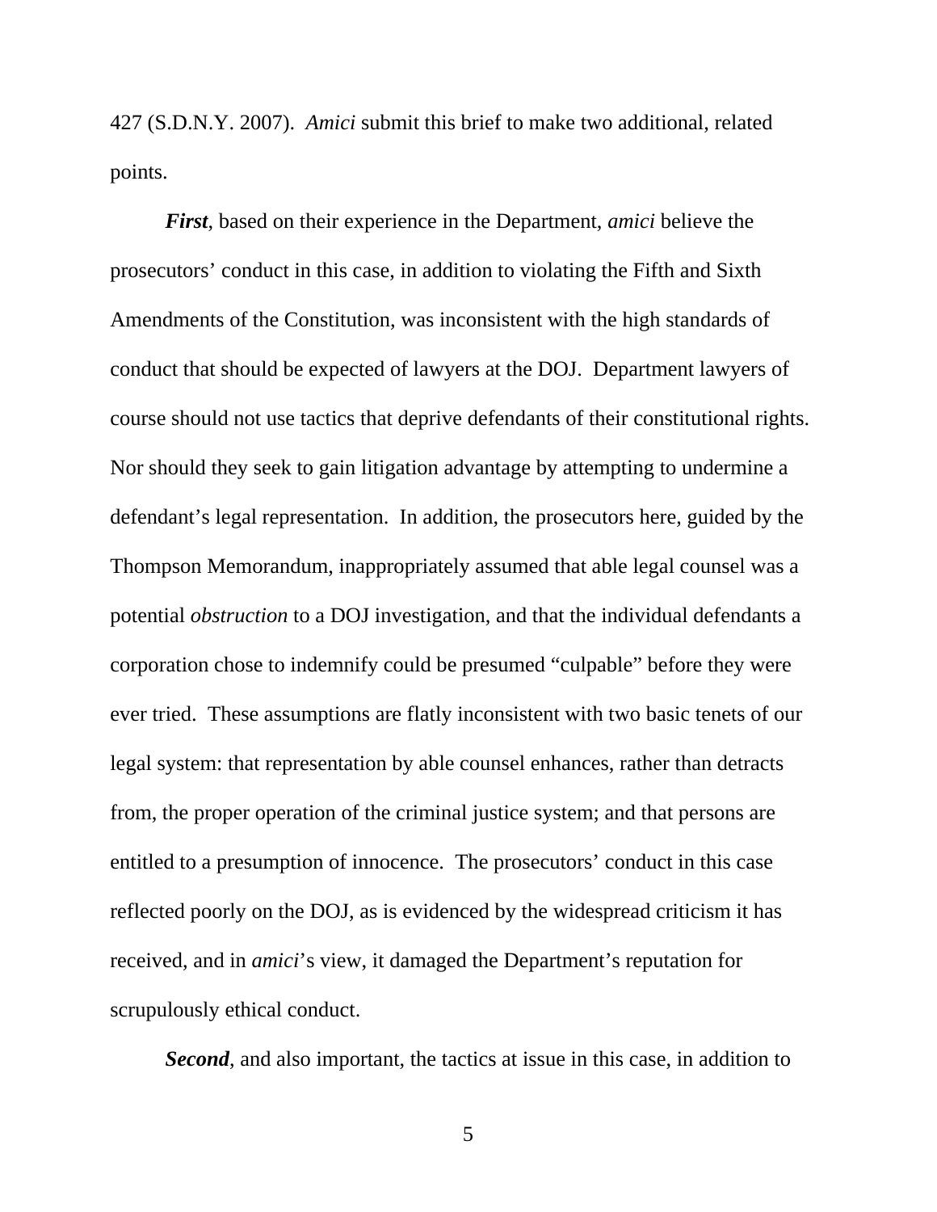427 (S.D.N.Y. 2007). *Amici* submit this brief to make two additional, related points.

***First***, based on their experience in the Department, *amici* believe the prosecutors' conduct in this case, in addition to violating the Fifth and Sixth Amendments of the Constitution, was inconsistent with the high standards of conduct that should be expected of lawyers at the DOJ. Department lawyers of course should not use tactics that deprive defendants of their constitutional rights. Nor should they seek to gain litigation advantage by attempting to undermine a defendant's legal representation. In addition, the prosecutors here, guided by the Thompson Memorandum, inappropriately assumed that able legal counsel was a potential *obstruction* to a DOJ investigation, and that the individual defendants a corporation chose to indemnify could be presumed "culpable" before they were ever tried. These assumptions are flatly inconsistent with two basic tenets of our legal system: that representation by able counsel enhances, rather than detracts from, the proper operation of the criminal justice system; and that persons are entitled to a presumption of innocence. The prosecutors' conduct in this case reflected poorly on the DOJ, as is evidenced by the widespread criticism it has received, and in *amici*'s view, it damaged the Department's reputation for scrupulously ethical conduct.

***Second***, and also important, the tactics at issue in this case, in addition to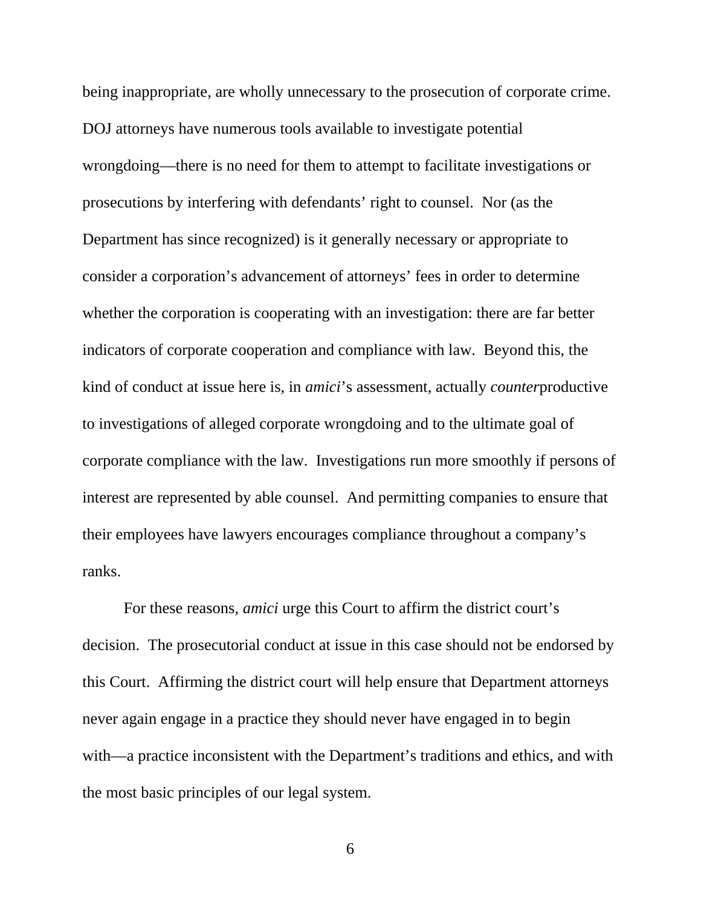being inappropriate, are wholly unnecessary to the prosecution of corporate crime. DOJ attorneys have numerous tools available to investigate potential wrongdoing—there is no need for them to attempt to facilitate investigations or prosecutions by interfering with defendants' right to counsel. Nor (as the Department has since recognized) is it generally necessary or appropriate to consider a corporation's advancement of attorneys' fees in order to determine whether the corporation is cooperating with an investigation: there are far better indicators of corporate cooperation and compliance with law. Beyond this, the kind of conduct at issue here is, in *amici*'s assessment, actually *counter*productive to investigations of alleged corporate wrongdoing and to the ultimate goal of corporate compliance with the law. Investigations run more smoothly if persons of interest are represented by able counsel. And permitting companies to ensure that their employees have lawyers encourages compliance throughout a company's ranks.

For these reasons, *amici* urge this Court to affirm the district court's decision. The prosecutorial conduct at issue in this case should not be endorsed by this Court. Affirming the district court will help ensure that Department attorneys never again engage in a practice they should never have engaged in to begin with—a practice inconsistent with the Department's traditions and ethics, and with the most basic principles of our legal system.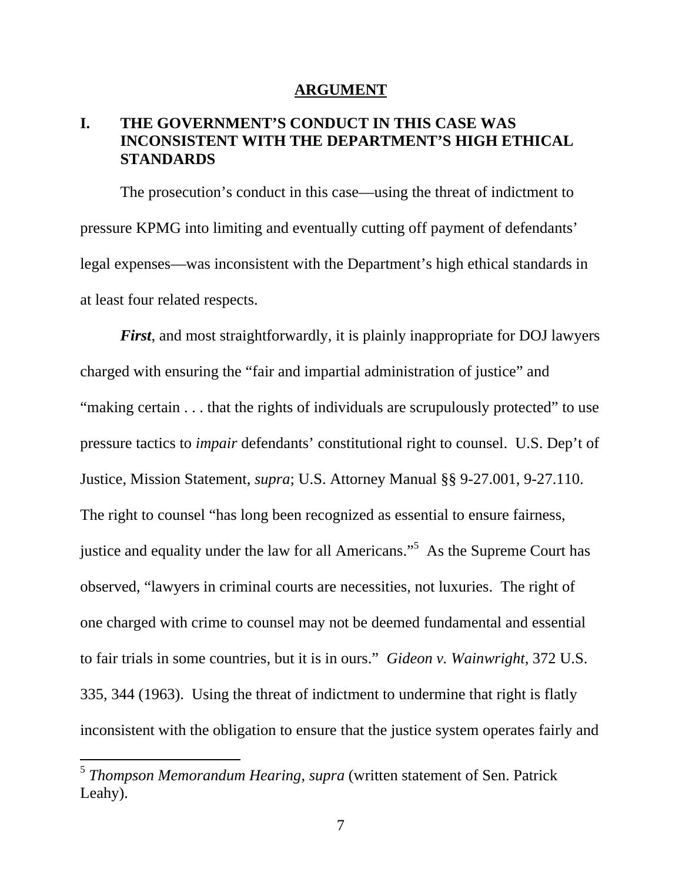# ARGUMENT

## I. THE GOVERNMENT'S CONDUCT IN THIS CASE WAS INCONSISTENT WITH THE DEPARTMENT'S HIGH ETHICAL STANDARDS

The prosecution's conduct in this case—using the threat of indictment to pressure KPMG into limiting and eventually cutting off payment of defendants' legal expenses—was inconsistent with the Department's high ethical standards in at least four related respects.

***First***, and most straightforwardly, it is plainly inappropriate for DOJ lawyers charged with ensuring the "fair and impartial administration of justice" and "making certain . . . that the rights of individuals are scrupulously protected" to use pressure tactics to *impair* defendants' constitutional right to counsel. U.S. Dep't of Justice, Mission Statement, *supra*; U.S. Attorney Manual §§ 9-27.001, 9-27.110. The right to counsel "has long been recognized as essential to ensure fairness, justice and equality under the law for all Americans."[5] As the Supreme Court has observed, "lawyers in criminal courts are necessities, not luxuries. The right of one charged with crime to counsel may not be deemed fundamental and essential to fair trials in some countries, but it is in ours." *Gideon v. Wainwright*, 372 U.S. 335, 344 (1963). Using the threat of indictment to undermine that right is flatly inconsistent with the obligation to ensure that the justice system operates fairly and

---

[5] *Thompson Memorandum Hearing*, *supra* (written statement of Sen. Patrick Leahy).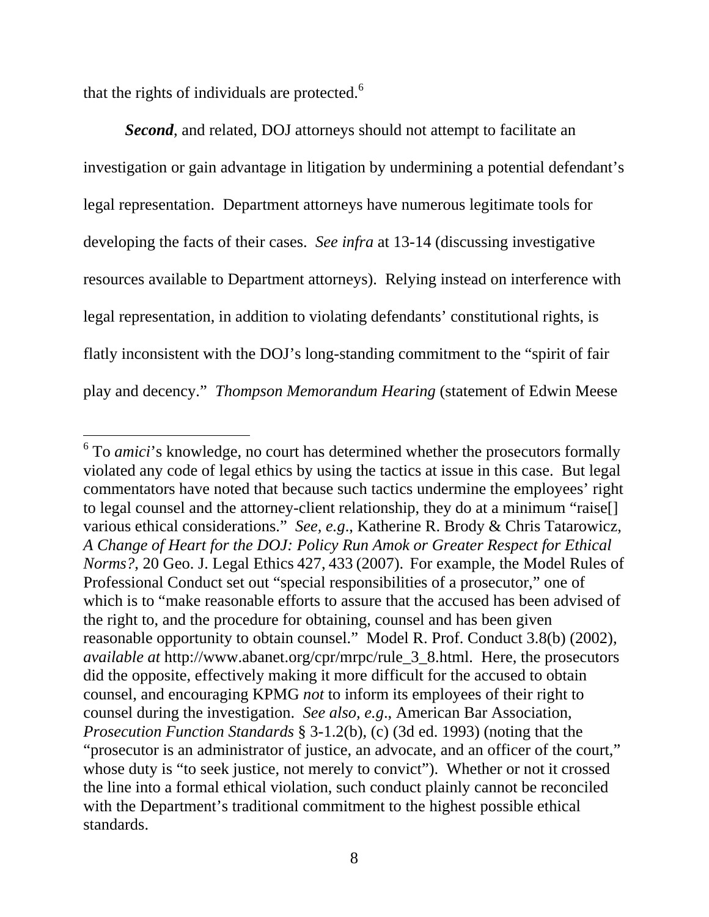that the rights of individuals are protected.[6]

***Second***, and related, DOJ attorneys should not attempt to facilitate an investigation or gain advantage in litigation by undermining a potential defendant's legal representation. Department attorneys have numerous legitimate tools for developing the facts of their cases. *See infra* at 13-14 (discussing investigative resources available to Department attorneys). Relying instead on interference with legal representation, in addition to violating defendants' constitutional rights, is flatly inconsistent with the DOJ's long-standing commitment to the "spirit of fair play and decency." *Thompson Memorandum Hearing* (statement of Edwin Meese

---

[6] To *amici*'s knowledge, no court has determined whether the prosecutors formally violated any code of legal ethics by using the tactics at issue in this case. But legal commentators have noted that because such tactics undermine the employees' right to legal counsel and the attorney-client relationship, they do at a minimum "raise[] various ethical considerations." *See, e.g.*, Katherine R. Brody & Chris Tatarowicz, *A Change of Heart for the DOJ: Policy Run Amok or Greater Respect for Ethical Norms?*, 20 Geo. J. Legal Ethics 427, 433 (2007). For example, the Model Rules of Professional Conduct set out "special responsibilities of a prosecutor," one of which is to "make reasonable efforts to assure that the accused has been advised of the right to, and the procedure for obtaining, counsel and has been given reasonable opportunity to obtain counsel." Model R. Prof. Conduct 3.8(b) (2002), *available at* http://www.abanet.org/cpr/mrpc/rule_3_8.html. Here, the prosecutors did the opposite, effectively making it more difficult for the accused to obtain counsel, and encouraging KPMG *not* to inform its employees of their right to counsel during the investigation. *See also, e.g.*, American Bar Association, *Prosecution Function Standards* § 3-1.2(b), (c) (3d ed. 1993) (noting that the "prosecutor is an administrator of justice, an advocate, and an officer of the court," whose duty is "to seek justice, not merely to convict"). Whether or not it crossed the line into a formal ethical violation, such conduct plainly cannot be reconciled with the Department's traditional commitment to the highest possible ethical standards.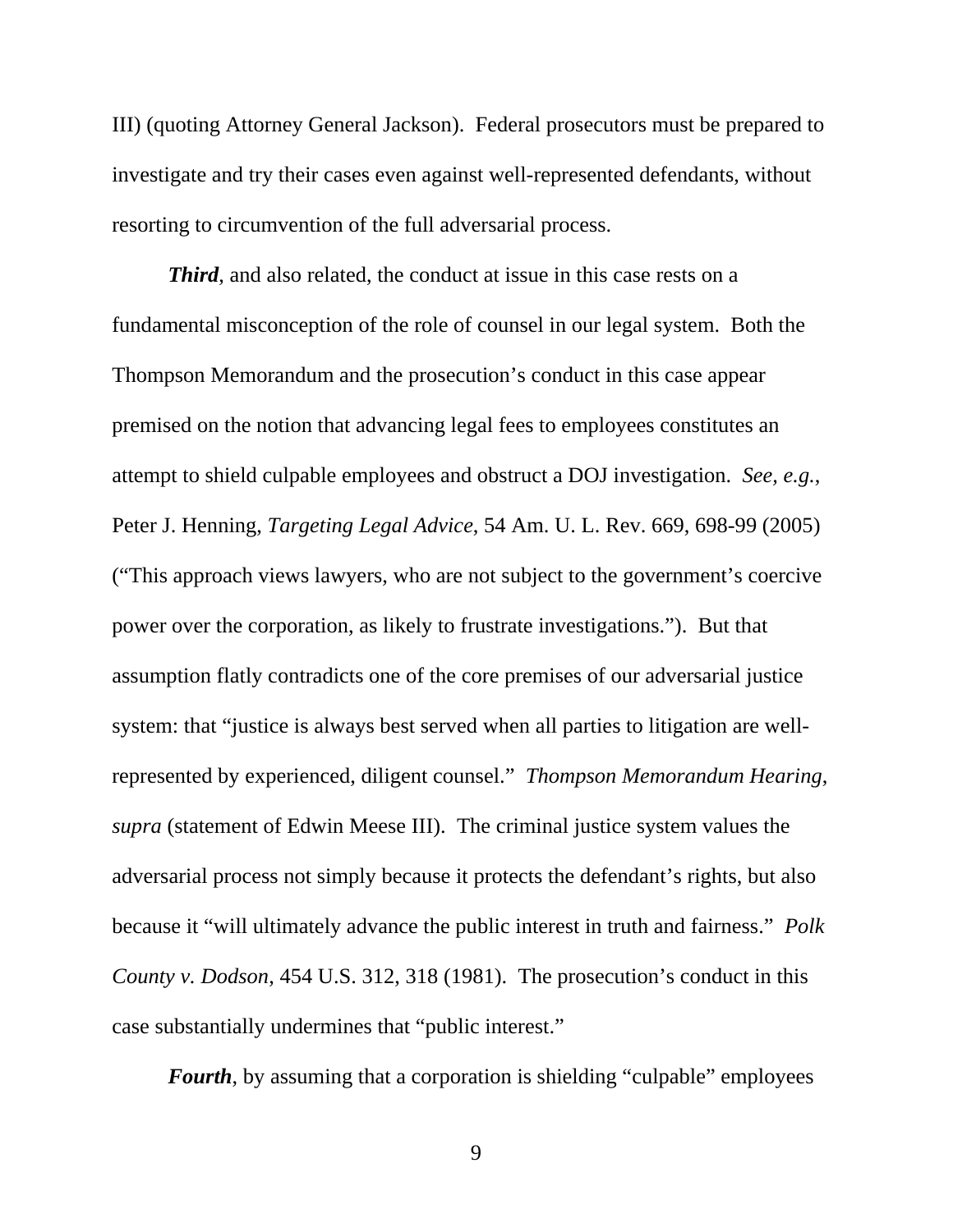III) (quoting Attorney General Jackson). Federal prosecutors must be prepared to investigate and try their cases even against well-represented defendants, without resorting to circumvention of the full adversarial process.

***Third***, and also related, the conduct at issue in this case rests on a fundamental misconception of the role of counsel in our legal system. Both the Thompson Memorandum and the prosecution's conduct in this case appear premised on the notion that advancing legal fees to employees constitutes an attempt to shield culpable employees and obstruct a DOJ investigation. *See, e.g.*, Peter J. Henning, *Targeting Legal Advice*, 54 Am. U. L. Rev. 669, 698-99 (2005) ("This approach views lawyers, who are not subject to the government's coercive power over the corporation, as likely to frustrate investigations."). But that assumption flatly contradicts one of the core premises of our adversarial justice system: that "justice is always best served when all parties to litigation are well-represented by experienced, diligent counsel." *Thompson Memorandum Hearing*, *supra* (statement of Edwin Meese III). The criminal justice system values the adversarial process not simply because it protects the defendant's rights, but also because it "will ultimately advance the public interest in truth and fairness." *Polk County v. Dodson*, 454 U.S. 312, 318 (1981). The prosecution's conduct in this case substantially undermines that "public interest."

***Fourth***, by assuming that a corporation is shielding "culpable" employees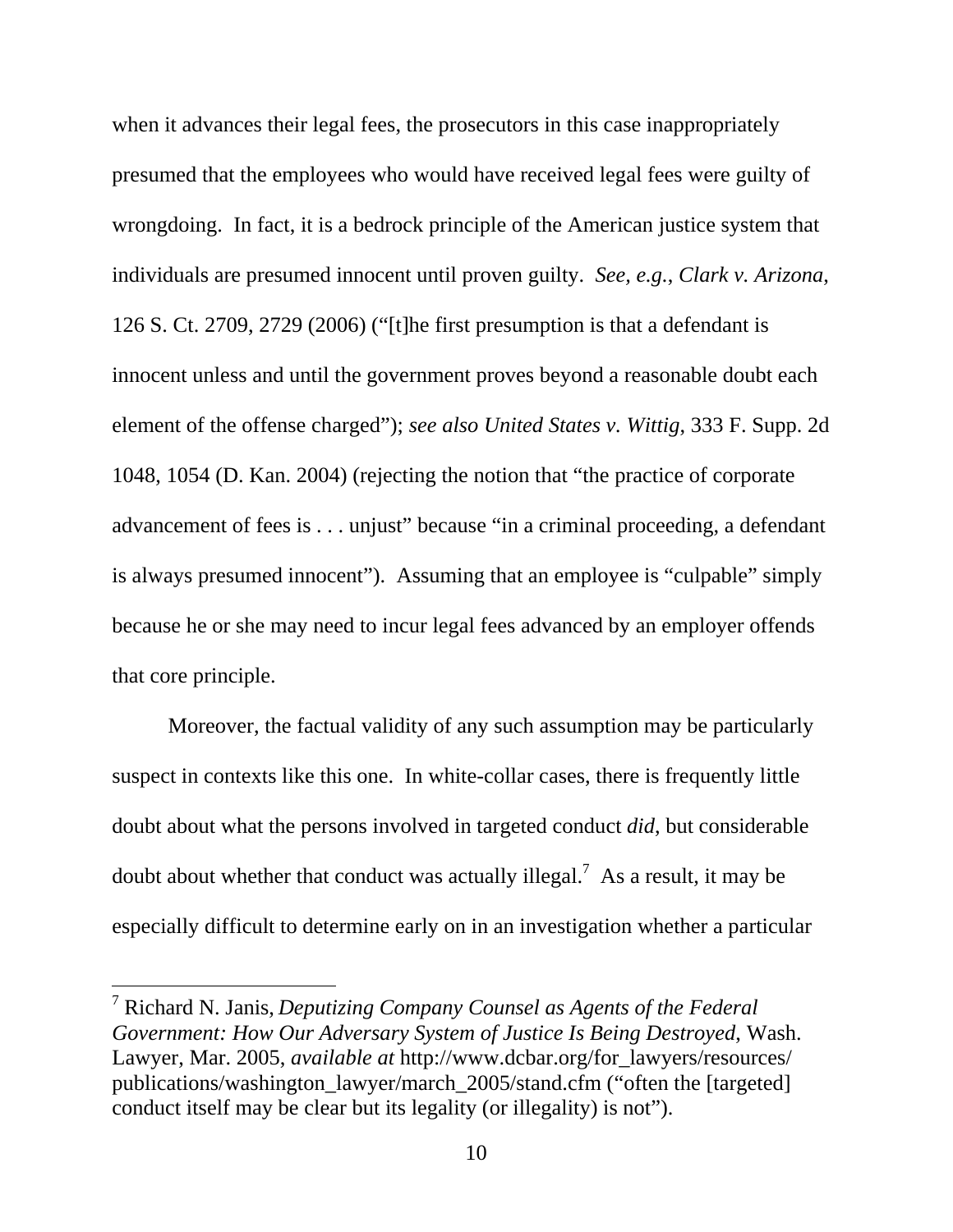when it advances their legal fees, the prosecutors in this case inappropriately presumed that the employees who would have received legal fees were guilty of wrongdoing. In fact, it is a bedrock principle of the American justice system that individuals are presumed innocent until proven guilty. *See, e.g.*, *Clark v. Arizona*, 126 S. Ct. 2709, 2729 (2006) ("[t]he first presumption is that a defendant is innocent unless and until the government proves beyond a reasonable doubt each element of the offense charged"); *see also United States v. Wittig*, 333 F. Supp. 2d 1048, 1054 (D. Kan. 2004) (rejecting the notion that "the practice of corporate advancement of fees is . . . unjust" because "in a criminal proceeding, a defendant is always presumed innocent"). Assuming that an employee is "culpable" simply because he or she may need to incur legal fees advanced by an employer offends that core principle.

Moreover, the factual validity of any such assumption may be particularly suspect in contexts like this one. In white-collar cases, there is frequently little doubt about what the persons involved in targeted conduct *did*, but considerable doubt about whether that conduct was actually illegal.[7] As a result, it may be especially difficult to determine early on in an investigation whether a particular

[7] Richard N. Janis, *Deputizing Company Counsel as Agents of the Federal Government: How Our Adversary System of Justice Is Being Destroyed*, Wash. Lawyer, Mar. 2005, *available at* http://www.dcbar.org/for_lawyers/resources/publications/washington_lawyer/march_2005/stand.cfm ("often the [targeted] conduct itself may be clear but its legality (or illegality) is not").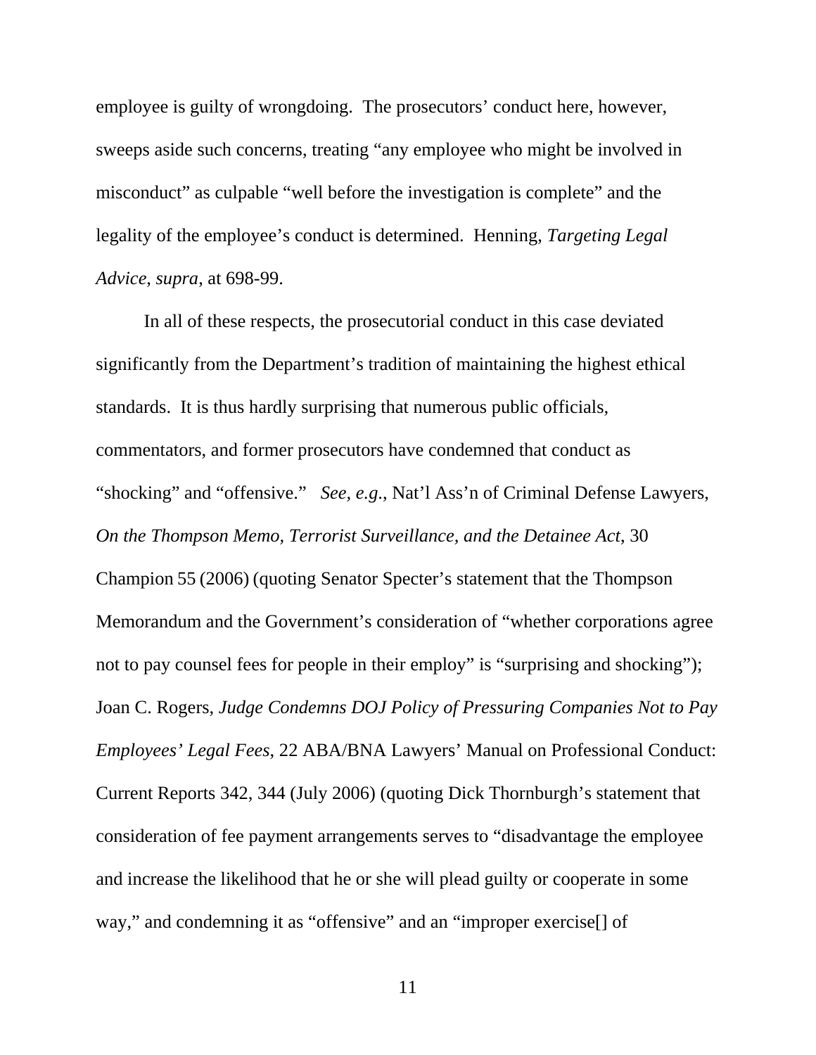employee is guilty of wrongdoing. The prosecutors' conduct here, however, sweeps aside such concerns, treating "any employee who might be involved in misconduct" as culpable "well before the investigation is complete" and the legality of the employee's conduct is determined. Henning, *Targeting Legal Advice*, *supra*, at 698-99.

In all of these respects, the prosecutorial conduct in this case deviated significantly from the Department's tradition of maintaining the highest ethical standards. It is thus hardly surprising that numerous public officials, commentators, and former prosecutors have condemned that conduct as "shocking" and "offensive." *See, e.g.*, Nat'l Ass'n of Criminal Defense Lawyers, *On the Thompson Memo, Terrorist Surveillance, and the Detainee Act*, 30 Champion 55 (2006) (quoting Senator Specter's statement that the Thompson Memorandum and the Government's consideration of "whether corporations agree not to pay counsel fees for people in their employ" is "surprising and shocking"); Joan C. Rogers, *Judge Condemns DOJ Policy of Pressuring Companies Not to Pay Employees' Legal Fees*, 22 ABA/BNA Lawyers' Manual on Professional Conduct: Current Reports 342, 344 (July 2006) (quoting Dick Thornburgh's statement that consideration of fee payment arrangements serves to "disadvantage the employee and increase the likelihood that he or she will plead guilty or cooperate in some way," and condemning it as "offensive" and an "improper exercise[] of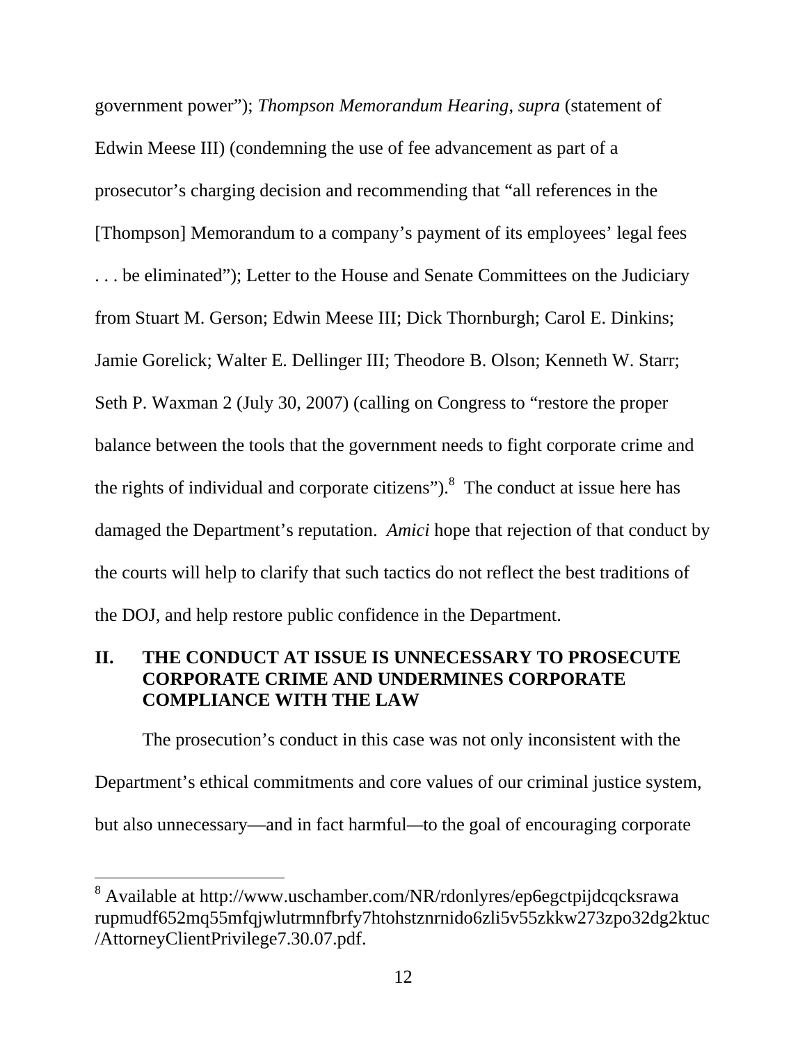government power"); *Thompson Memorandum Hearing*, *supra* (statement of Edwin Meese III) (condemning the use of fee advancement as part of a prosecutor's charging decision and recommending that "all references in the [Thompson] Memorandum to a company's payment of its employees' legal fees . . . be eliminated"); Letter to the House and Senate Committees on the Judiciary from Stuart M. Gerson; Edwin Meese III; Dick Thornburgh; Carol E. Dinkins; Jamie Gorelick; Walter E. Dellinger III; Theodore B. Olson; Kenneth W. Starr; Seth P. Waxman 2 (July 30, 2007) (calling on Congress to "restore the proper balance between the tools that the government needs to fight corporate crime and the rights of individual and corporate citizens").[8] The conduct at issue here has damaged the Department's reputation. *Amici* hope that rejection of that conduct by the courts will help to clarify that such tactics do not reflect the best traditions of the DOJ, and help restore public confidence in the Department.

## II. THE CONDUCT AT ISSUE IS UNNECESSARY TO PROSECUTE CORPORATE CRIME AND UNDERMINES CORPORATE COMPLIANCE WITH THE LAW

The prosecution's conduct in this case was not only inconsistent with the Department's ethical commitments and core values of our criminal justice system, but also unnecessary—and in fact harmful—to the goal of encouraging corporate

---

[8] Available at http://www.uschamber.com/NR/rdonlyres/ep6egctpijdcqcksrawarupmudf652mq55mfqjwlutrmnfbrfy7htohstznrnido6zli5v55zkkw273zpo32dg2ktuc/AttorneyClientPrivilege7.30.07.pdf.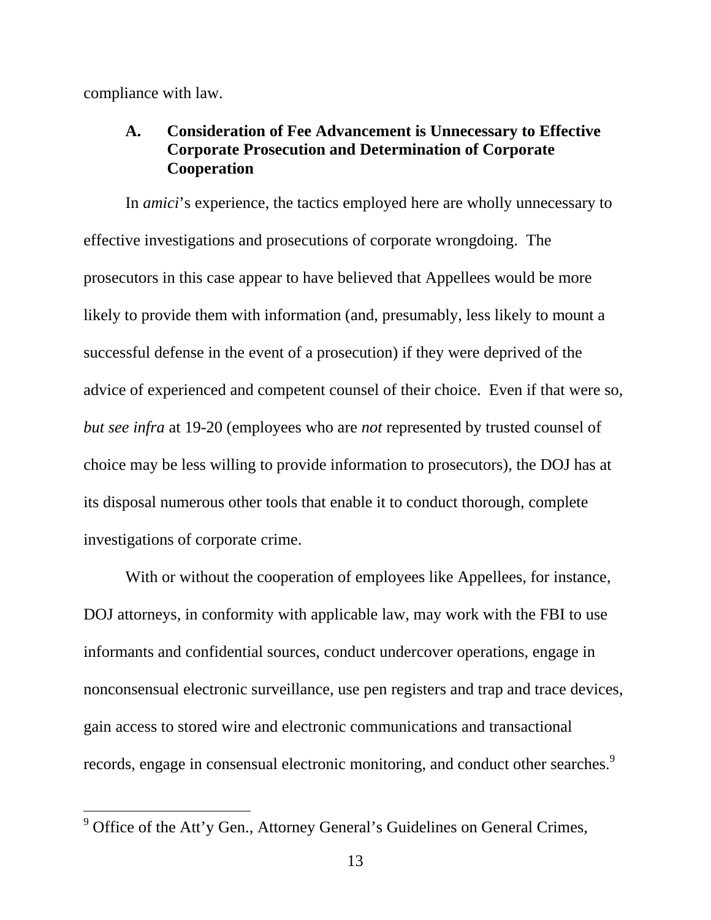compliance with law.

### A. Consideration of Fee Advancement is Unnecessary to Effective Corporate Prosecution and Determination of Corporate Cooperation

In *amici*'s experience, the tactics employed here are wholly unnecessary to effective investigations and prosecutions of corporate wrongdoing. The prosecutors in this case appear to have believed that Appellees would be more likely to provide them with information (and, presumably, less likely to mount a successful defense in the event of a prosecution) if they were deprived of the advice of experienced and competent counsel of their choice. Even if that were so, *but see infra* at 19-20 (employees who are *not* represented by trusted counsel of choice may be less willing to provide information to prosecutors), the DOJ has at its disposal numerous other tools that enable it to conduct thorough, complete investigations of corporate crime.

With or without the cooperation of employees like Appellees, for instance, DOJ attorneys, in conformity with applicable law, may work with the FBI to use informants and confidential sources, conduct undercover operations, engage in nonconsensual electronic surveillance, use pen registers and trap and trace devices, gain access to stored wire and electronic communications and transactional records, engage in consensual electronic monitoring, and conduct other searches.[9]

---

[9] Office of the Att'y Gen., Attorney General's Guidelines on General Crimes,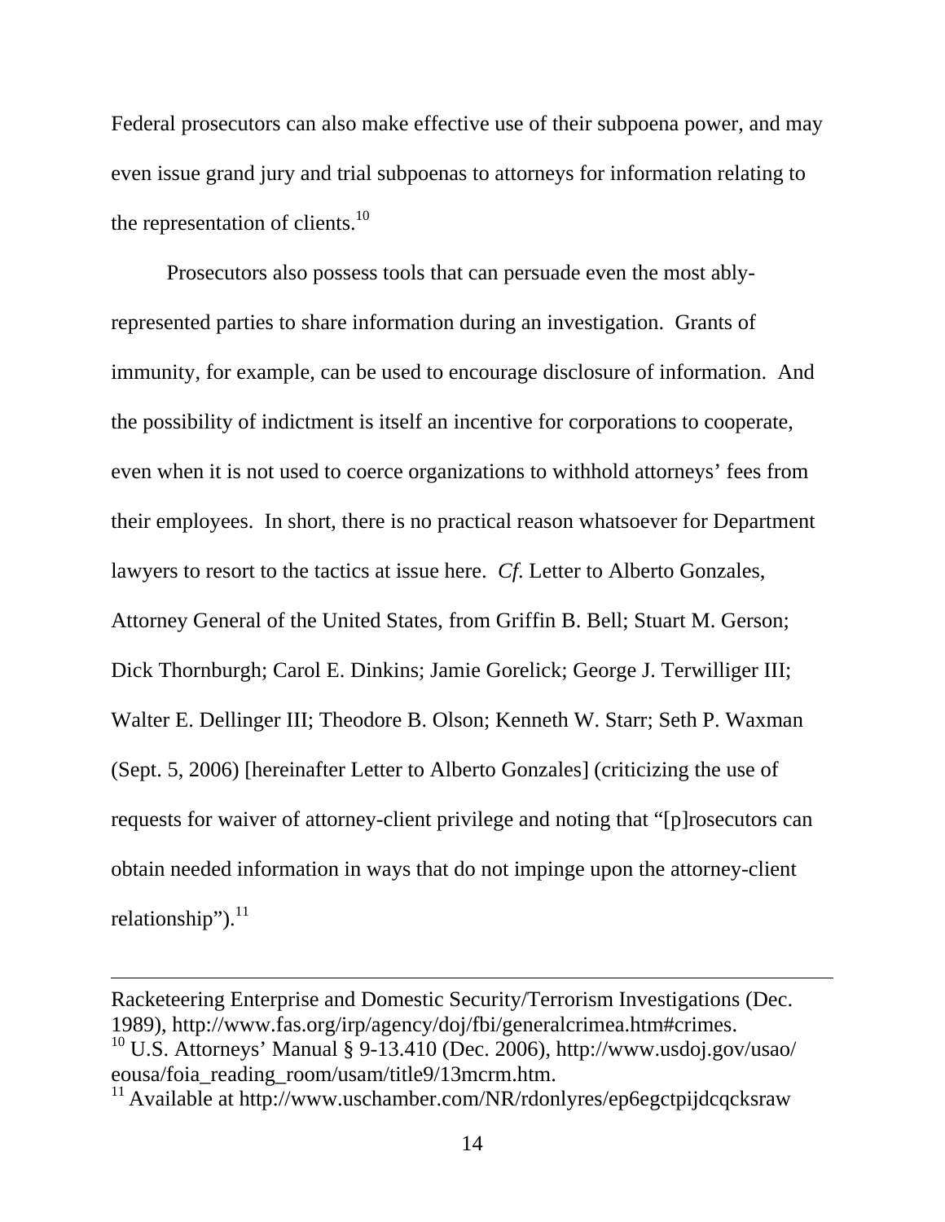Federal prosecutors can also make effective use of their subpoena power, and may even issue grand jury and trial subpoenas to attorneys for information relating to the representation of clients.[10]

Prosecutors also possess tools that can persuade even the most ably-represented parties to share information during an investigation. Grants of immunity, for example, can be used to encourage disclosure of information. And the possibility of indictment is itself an incentive for corporations to cooperate, even when it is not used to coerce organizations to withhold attorneys' fees from their employees. In short, there is no practical reason whatsoever for Department lawyers to resort to the tactics at issue here. *Cf.* Letter to Alberto Gonzales, Attorney General of the United States, from Griffin B. Bell; Stuart M. Gerson; Dick Thornburgh; Carol E. Dinkins; Jamie Gorelick; George J. Terwilliger III; Walter E. Dellinger III; Theodore B. Olson; Kenneth W. Starr; Seth P. Waxman (Sept. 5, 2006) [hereinafter Letter to Alberto Gonzales] (criticizing the use of requests for waiver of attorney-client privilege and noting that "[p]rosecutors can obtain needed information in ways that do not impinge upon the attorney-client relationship").[11]

---

Racketeering Enterprise and Domestic Security/Terrorism Investigations (Dec. 1989), http://www.fas.org/irp/agency/doj/fbi/generalcrimea.htm#crimes.

[10] U.S. Attorneys' Manual § 9-13.410 (Dec. 2006), http://www.usdoj.gov/usao/eousa/foia_reading_room/usam/title9/13mcrm.htm.

[11] Available at http://www.uschamber.com/NR/rdonlyres/ep6egctpijdcqcksraw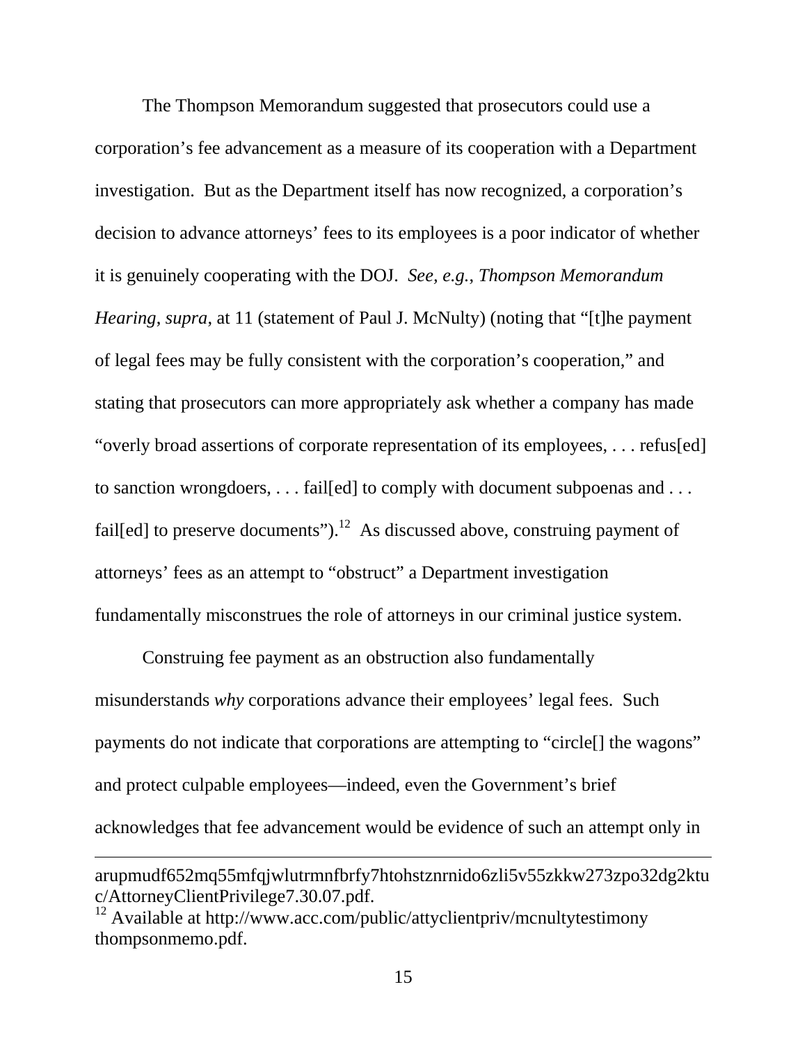The Thompson Memorandum suggested that prosecutors could use a corporation's fee advancement as a measure of its cooperation with a Department investigation. But as the Department itself has now recognized, a corporation's decision to advance attorneys' fees to its employees is a poor indicator of whether it is genuinely cooperating with the DOJ. *See, e.g.*, *Thompson Memorandum Hearing*, *supra*, at 11 (statement of Paul J. McNulty) (noting that "[t]he payment of legal fees may be fully consistent with the corporation's cooperation," and stating that prosecutors can more appropriately ask whether a company has made "overly broad assertions of corporate representation of its employees, . . . refus[ed] to sanction wrongdoers, . . . fail[ed] to comply with document subpoenas and . . . fail[ed] to preserve documents").[12] As discussed above, construing payment of attorneys' fees as an attempt to "obstruct" a Department investigation fundamentally misconstrues the role of attorneys in our criminal justice system.

Construing fee payment as an obstruction also fundamentally misunderstands *why* corporations advance their employees' legal fees. Such payments do not indicate that corporations are attempting to "circle[] the wagons" and protect culpable employees—indeed, even the Government's brief acknowledges that fee advancement would be evidence of such an attempt only in

---

arupmudf652mq55mfqjwlutrmnfbrfy7htohstznrnido6zli5v55zkkw273zpo32dg2ktuc/AttorneyClientPrivilege7.30.07.pdf.

[12] Available at http://www.acc.com/public/attyclientpriv/mcnultytestimony thompsonmemo.pdf.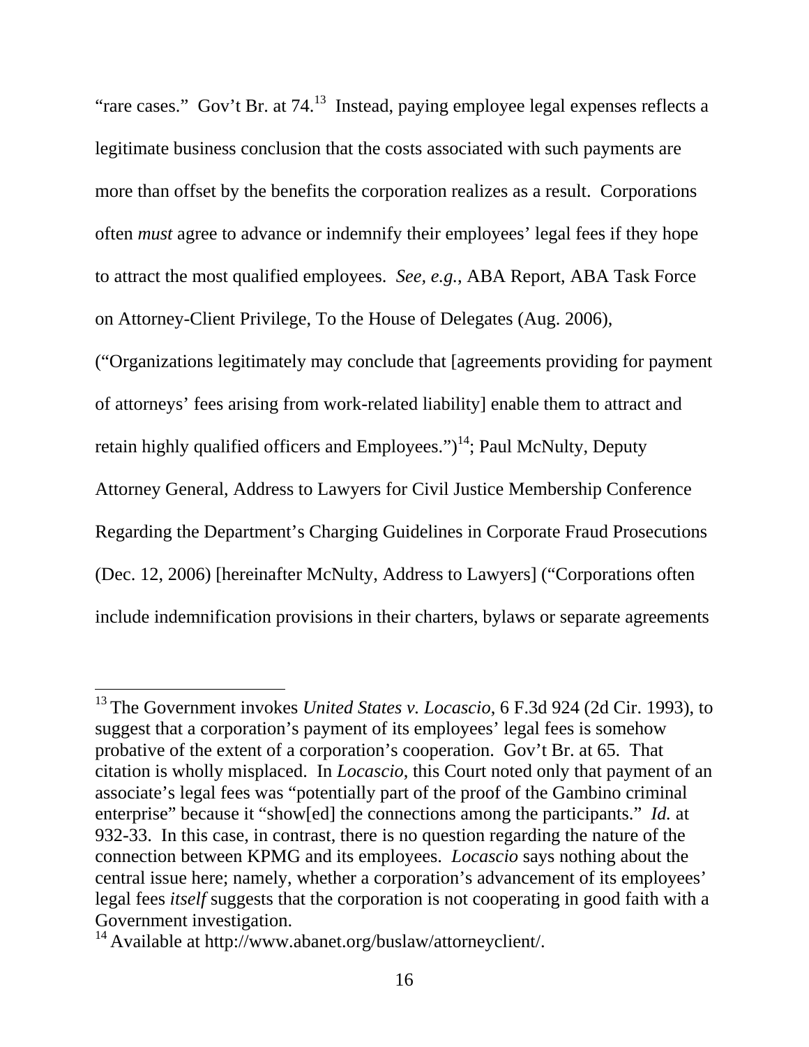"rare cases." Gov't Br. at 74.[13] Instead, paying employee legal expenses reflects a legitimate business conclusion that the costs associated with such payments are more than offset by the benefits the corporation realizes as a result. Corporations often *must* agree to advance or indemnify their employees' legal fees if they hope to attract the most qualified employees. *See, e.g.*, ABA Report, ABA Task Force on Attorney-Client Privilege, To the House of Delegates (Aug. 2006), ("Organizations legitimately may conclude that [agreements providing for payment of attorneys' fees arising from work-related liability] enable them to attract and retain highly qualified officers and Employees.")[14]; Paul McNulty, Deputy Attorney General, Address to Lawyers for Civil Justice Membership Conference Regarding the Department's Charging Guidelines in Corporate Fraud Prosecutions (Dec. 12, 2006) [hereinafter McNulty, Address to Lawyers] ("Corporations often include indemnification provisions in their charters, bylaws or separate agreements

---

[13] The Government invokes *United States v. Locascio*, 6 F.3d 924 (2d Cir. 1993), to suggest that a corporation's payment of its employees' legal fees is somehow probative of the extent of a corporation's cooperation. Gov't Br. at 65. That citation is wholly misplaced. In *Locascio*, this Court noted only that payment of an associate's legal fees was "potentially part of the proof of the Gambino criminal enterprise" because it "show[ed] the connections among the participants." *Id.* at 932-33. In this case, in contrast, there is no question regarding the nature of the connection between KPMG and its employees. *Locascio* says nothing about the central issue here; namely, whether a corporation's advancement of its employees' legal fees *itself* suggests that the corporation is not cooperating in good faith with a Government investigation.

[14] Available at http://www.abanet.org/buslaw/attorneyclient/.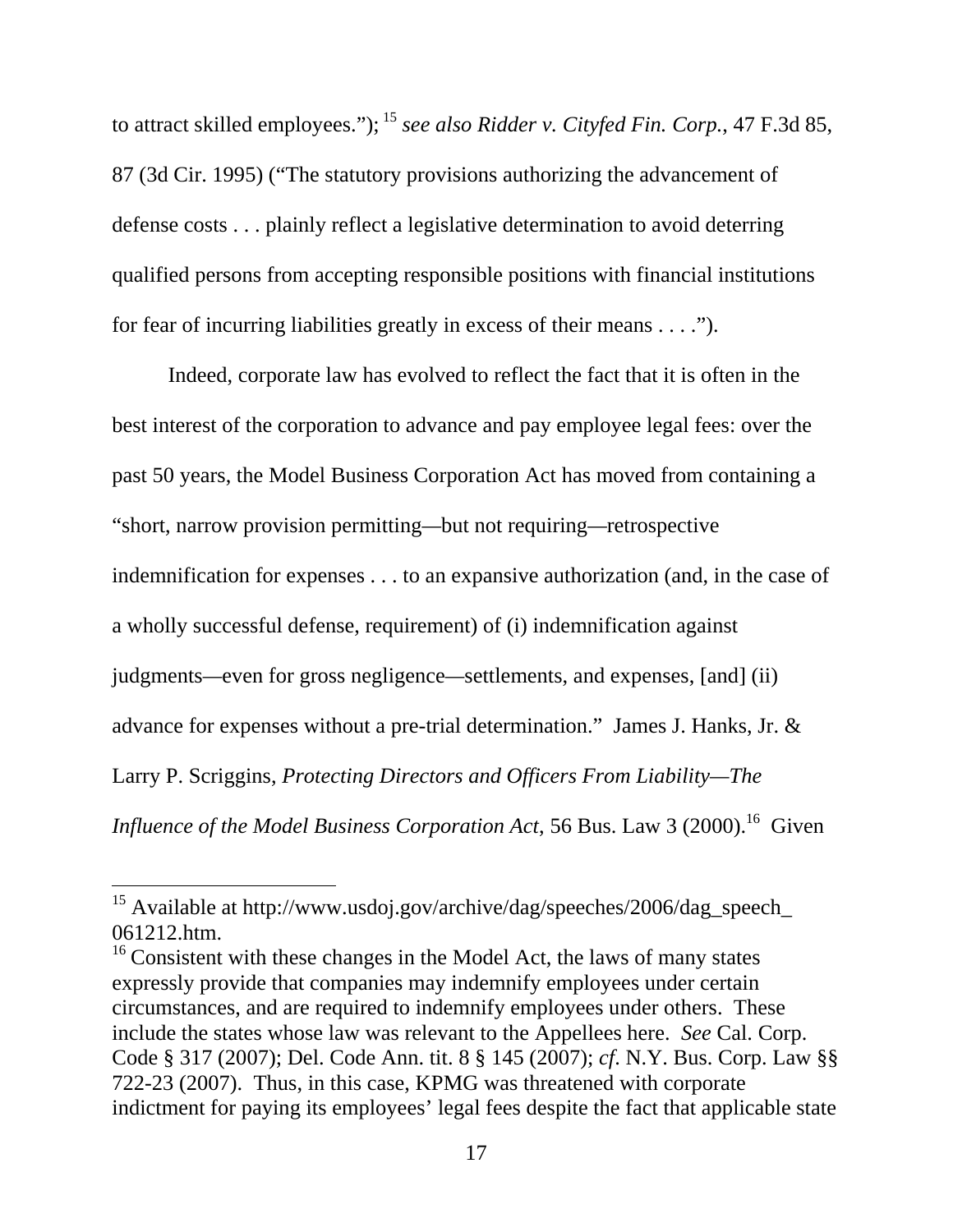to attract skilled employees."); [15] *see also Ridder v. Cityfed Fin. Corp.*, 47 F.3d 85, 87 (3d Cir. 1995) ("The statutory provisions authorizing the advancement of defense costs . . . plainly reflect a legislative determination to avoid deterring qualified persons from accepting responsible positions with financial institutions for fear of incurring liabilities greatly in excess of their means . . . .").

Indeed, corporate law has evolved to reflect the fact that it is often in the best interest of the corporation to advance and pay employee legal fees: over the past 50 years, the Model Business Corporation Act has moved from containing a "short, narrow provision permitting—but not requiring—retrospective indemnification for expenses . . . to an expansive authorization (and, in the case of a wholly successful defense, requirement) of (i) indemnification against judgments—even for gross negligence—settlements, and expenses, [and] (ii) advance for expenses without a pre-trial determination." James J. Hanks, Jr. & Larry P. Scriggins, *Protecting Directors and Officers From Liability—The Influence of the Model Business Corporation Act*, 56 Bus. Law 3 (2000).[16] Given

---

[15] Available at http://www.usdoj.gov/archive/dag/speeches/2006/dag_speech_061212.htm.

[16] Consistent with these changes in the Model Act, the laws of many states expressly provide that companies may indemnify employees under certain circumstances, and are required to indemnify employees under others. These include the states whose law was relevant to the Appellees here. *See* Cal. Corp. Code § 317 (2007); Del. Code Ann. tit. 8 § 145 (2007); *cf*. N.Y. Bus. Corp. Law §§ 722-23 (2007). Thus, in this case, KPMG was threatened with corporate indictment for paying its employees' legal fees despite the fact that applicable state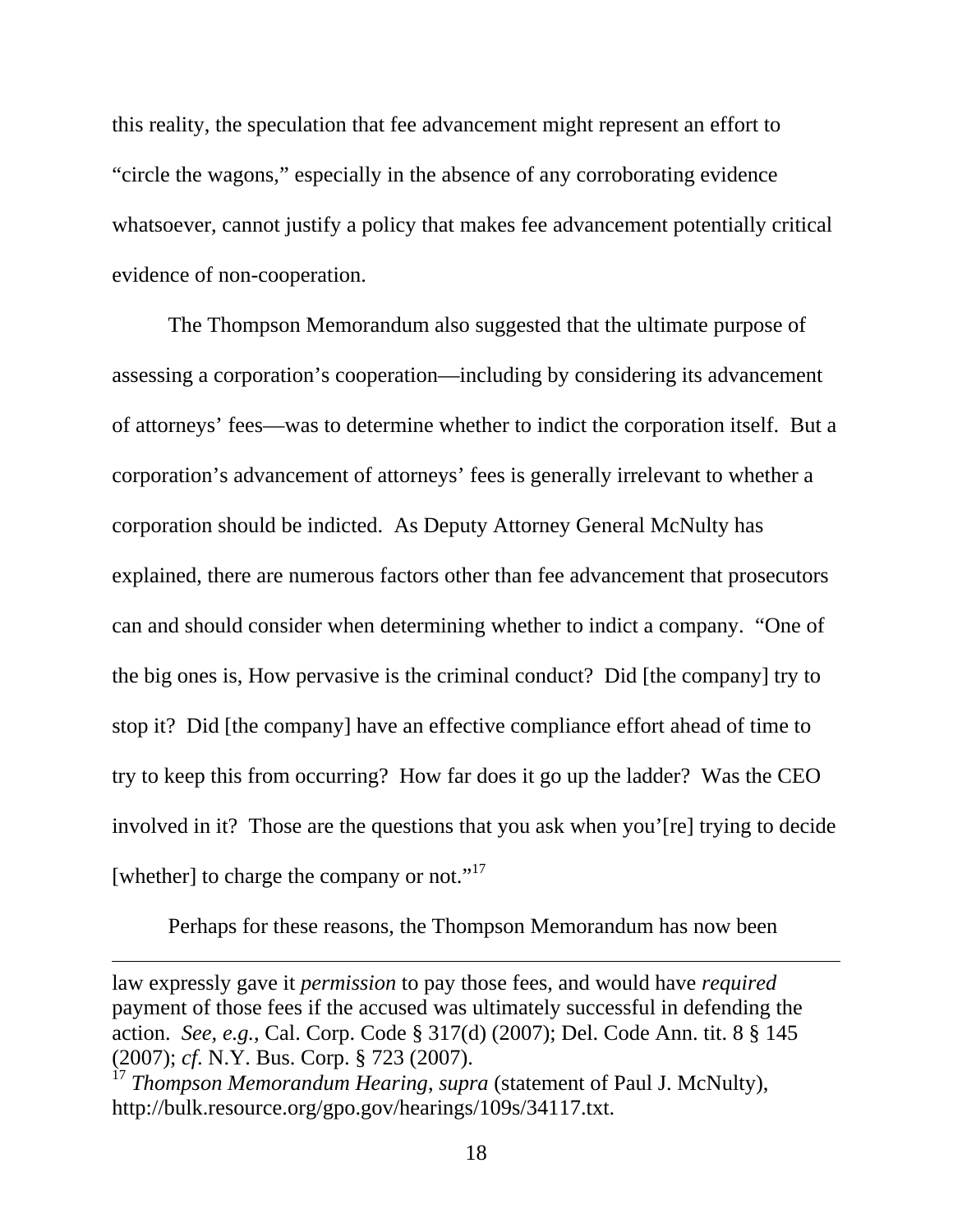this reality, the speculation that fee advancement might represent an effort to "circle the wagons," especially in the absence of any corroborating evidence whatsoever, cannot justify a policy that makes fee advancement potentially critical evidence of non-cooperation.

The Thompson Memorandum also suggested that the ultimate purpose of assessing a corporation's cooperation—including by considering its advancement of attorneys' fees—was to determine whether to indict the corporation itself. But a corporation's advancement of attorneys' fees is generally irrelevant to whether a corporation should be indicted. As Deputy Attorney General McNulty has explained, there are numerous factors other than fee advancement that prosecutors can and should consider when determining whether to indict a company. "One of the big ones is, How pervasive is the criminal conduct? Did [the company] try to stop it? Did [the company] have an effective compliance effort ahead of time to try to keep this from occurring? How far does it go up the ladder? Was the CEO involved in it? Those are the questions that you ask when you'[re] trying to decide [whether] to charge the company or not."[17]

Perhaps for these reasons, the Thompson Memorandum has now been

---

law expressly gave it *permission* to pay those fees, and would have *required* payment of those fees if the accused was ultimately successful in defending the action. *See, e.g.*, Cal. Corp. Code § 317(d) (2007); Del. Code Ann. tit. 8 § 145 (2007); *cf.* N.Y. Bus. Corp. § 723 (2007).

[17] *Thompson Memorandum Hearing*, *supra* (statement of Paul J. McNulty), http://bulk.resource.org/gpo.gov/hearings/109s/34117.txt.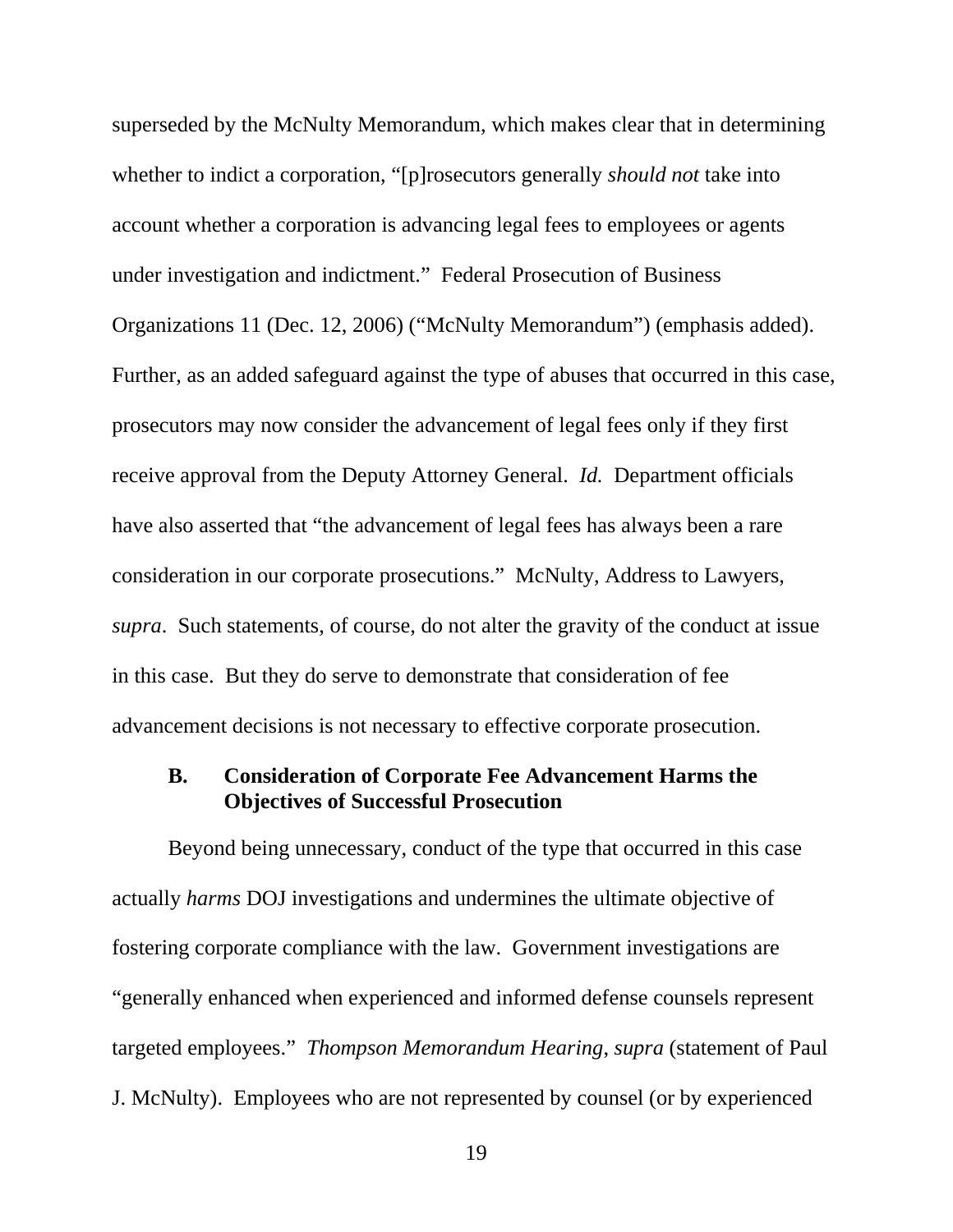superseded by the McNulty Memorandum, which makes clear that in determining whether to indict a corporation, "[p]rosecutors generally *should not* take into account whether a corporation is advancing legal fees to employees or agents under investigation and indictment." Federal Prosecution of Business Organizations 11 (Dec. 12, 2006) ("McNulty Memorandum") (emphasis added). Further, as an added safeguard against the type of abuses that occurred in this case, prosecutors may now consider the advancement of legal fees only if they first receive approval from the Deputy Attorney General. *Id.* Department officials have also asserted that "the advancement of legal fees has always been a rare consideration in our corporate prosecutions." McNulty, Address to Lawyers, *supra*. Such statements, of course, do not alter the gravity of the conduct at issue in this case. But they do serve to demonstrate that consideration of fee advancement decisions is not necessary to effective corporate prosecution.

### B. Consideration of Corporate Fee Advancement Harms the Objectives of Successful Prosecution

Beyond being unnecessary, conduct of the type that occurred in this case actually *harms* DOJ investigations and undermines the ultimate objective of fostering corporate compliance with the law. Government investigations are "generally enhanced when experienced and informed defense counsels represent targeted employees." *Thompson Memorandum Hearing*, *supra* (statement of Paul J. McNulty). Employees who are not represented by counsel (or by experienced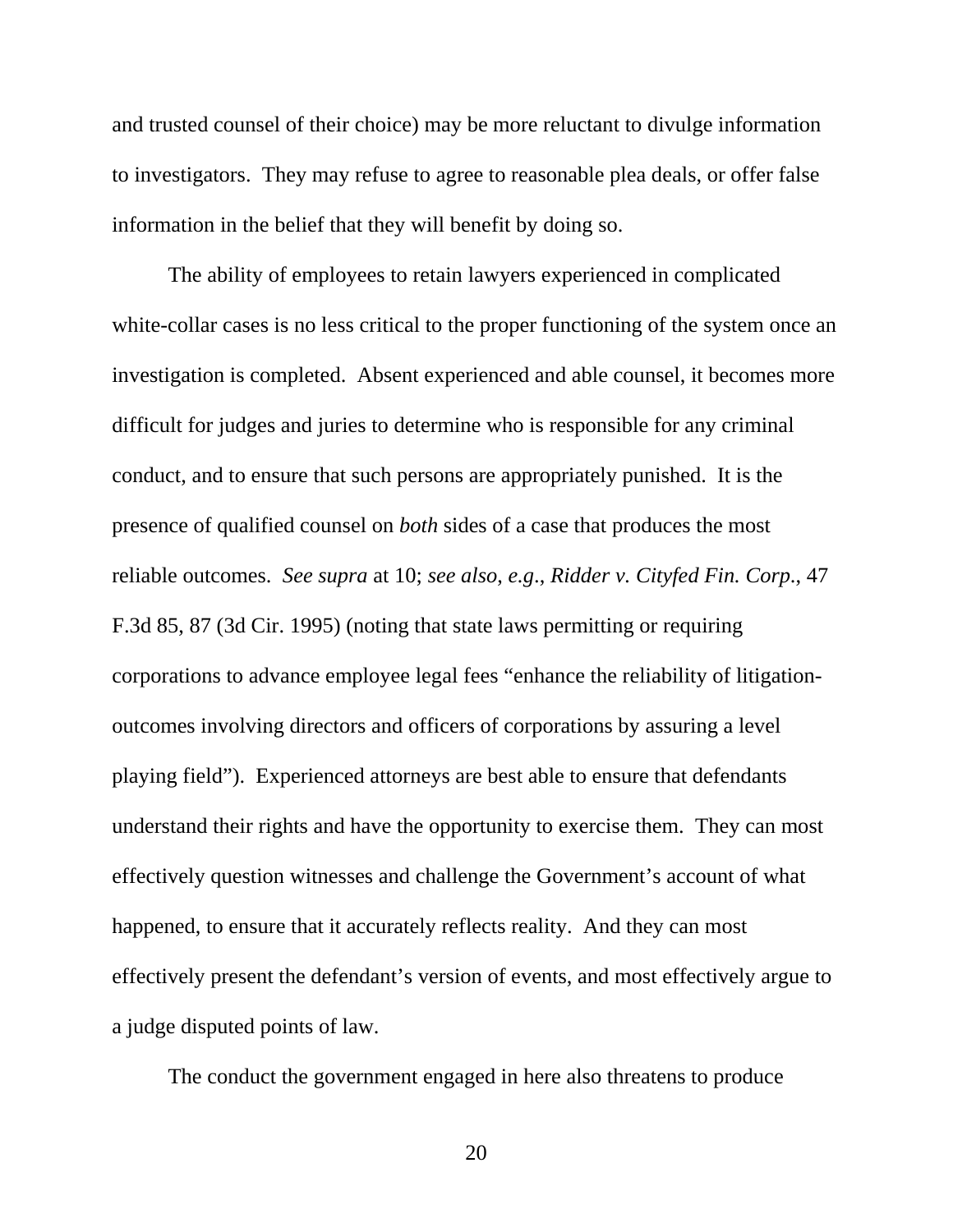and trusted counsel of their choice) may be more reluctant to divulge information to investigators. They may refuse to agree to reasonable plea deals, or offer false information in the belief that they will benefit by doing so.

The ability of employees to retain lawyers experienced in complicated white-collar cases is no less critical to the proper functioning of the system once an investigation is completed. Absent experienced and able counsel, it becomes more difficult for judges and juries to determine who is responsible for any criminal conduct, and to ensure that such persons are appropriately punished. It is the presence of qualified counsel on *both* sides of a case that produces the most reliable outcomes. *See supra* at 10; *see also, e.g.*, *Ridder v. Cityfed Fin. Corp.*, 47 F.3d 85, 87 (3d Cir. 1995) (noting that state laws permitting or requiring corporations to advance employee legal fees "enhance the reliability of litigation-outcomes involving directors and officers of corporations by assuring a level playing field"). Experienced attorneys are best able to ensure that defendants understand their rights and have the opportunity to exercise them. They can most effectively question witnesses and challenge the Government's account of what happened, to ensure that it accurately reflects reality. And they can most effectively present the defendant's version of events, and most effectively argue to a judge disputed points of law.

The conduct the government engaged in here also threatens to produce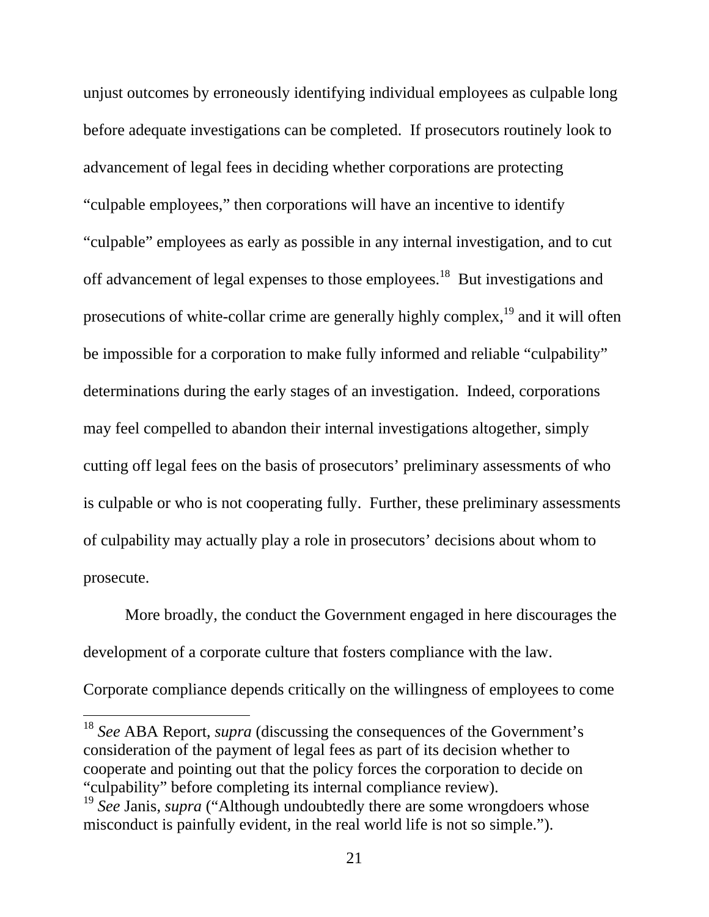unjust outcomes by erroneously identifying individual employees as culpable long before adequate investigations can be completed. If prosecutors routinely look to advancement of legal fees in deciding whether corporations are protecting "culpable employees," then corporations will have an incentive to identify "culpable" employees as early as possible in any internal investigation, and to cut off advancement of legal expenses to those employees.[18] But investigations and prosecutions of white-collar crime are generally highly complex,[19] and it will often be impossible for a corporation to make fully informed and reliable "culpability" determinations during the early stages of an investigation. Indeed, corporations may feel compelled to abandon their internal investigations altogether, simply cutting off legal fees on the basis of prosecutors' preliminary assessments of who is culpable or who is not cooperating fully. Further, these preliminary assessments of culpability may actually play a role in prosecutors' decisions about whom to prosecute.

More broadly, the conduct the Government engaged in here discourages the development of a corporate culture that fosters compliance with the law. Corporate compliance depends critically on the willingness of employees to come

---

[18] *See* ABA Report, *supra* (discussing the consequences of the Government's consideration of the payment of legal fees as part of its decision whether to cooperate and pointing out that the policy forces the corporation to decide on "culpability" before completing its internal compliance review).

[19] *See* Janis, *supra* ("Although undoubtedly there are some wrongdoers whose misconduct is painfully evident, in the real world life is not so simple.").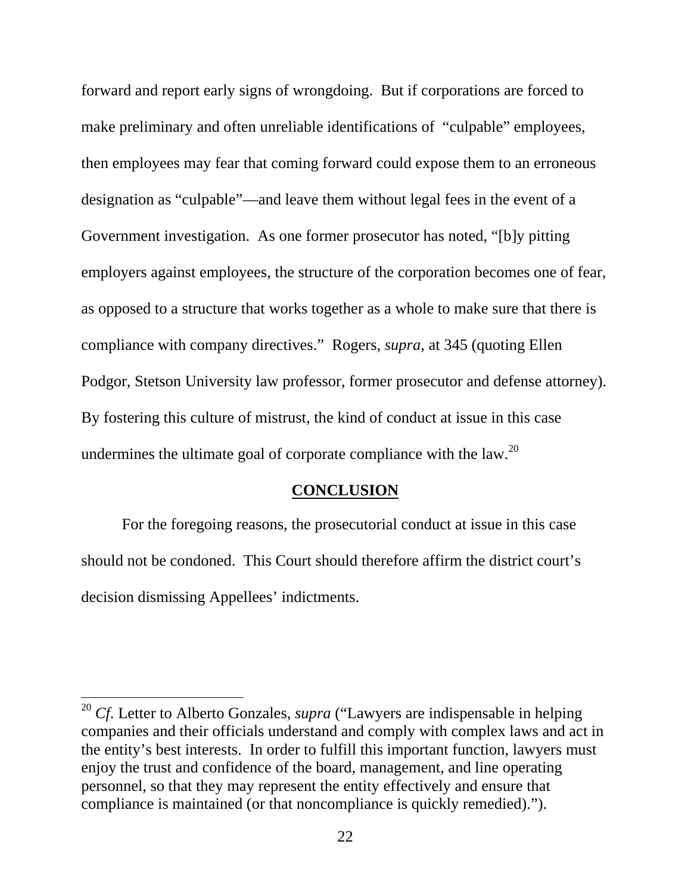forward and report early signs of wrongdoing. But if corporations are forced to make preliminary and often unreliable identifications of "culpable" employees, then employees may fear that coming forward could expose them to an erroneous designation as "culpable"—and leave them without legal fees in the event of a Government investigation. As one former prosecutor has noted, "[b]y pitting employers against employees, the structure of the corporation becomes one of fear, as opposed to a structure that works together as a whole to make sure that there is compliance with company directives." Rogers, *supra*, at 345 (quoting Ellen Podgor, Stetson University law professor, former prosecutor and defense attorney). By fostering this culture of mistrust, the kind of conduct at issue in this case undermines the ultimate goal of corporate compliance with the law.[20]

## CONCLUSION

For the foregoing reasons, the prosecutorial conduct at issue in this case should not be condoned. This Court should therefore affirm the district court's decision dismissing Appellees' indictments.

---

[20] *Cf*. Letter to Alberto Gonzales, *supra* ("Lawyers are indispensable in helping companies and their officials understand and comply with complex laws and act in the entity's best interests. In order to fulfill this important function, lawyers must enjoy the trust and confidence of the board, management, and line operating personnel, so that they may represent the entity effectively and ensure that compliance is maintained (or that noncompliance is quickly remedied).").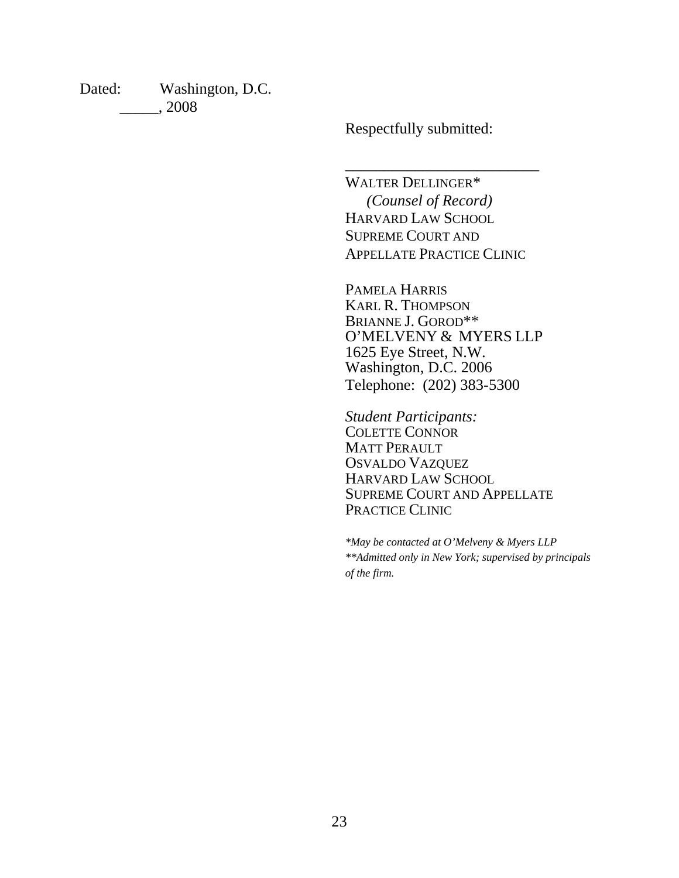Dated: Washington, D.C.
_____, 2008

Respectfully submitted:

_________________________

WALTER DELLINGER*
*(Counsel of Record)*
HARVARD LAW SCHOOL
SUPREME COURT AND
APPELLATE PRACTICE CLINIC

PAMELA HARRIS
KARL R. THOMPSON
BRIANNE J. GOROD**
O'MELVENY & MYERS LLP
1625 Eye Street, N.W.
Washington, D.C. 2006
Telephone: (202) 383-5300

*Student Participants:*
COLETTE CONNOR
MATT PERAULT
OSVALDO VAZQUEZ
HARVARD LAW SCHOOL
SUPREME COURT AND APPELLATE
PRACTICE CLINIC

*\*May be contacted at O'Melveny & Myers LLP*
*\*\*Admitted only in New York; supervised by principals of the firm.*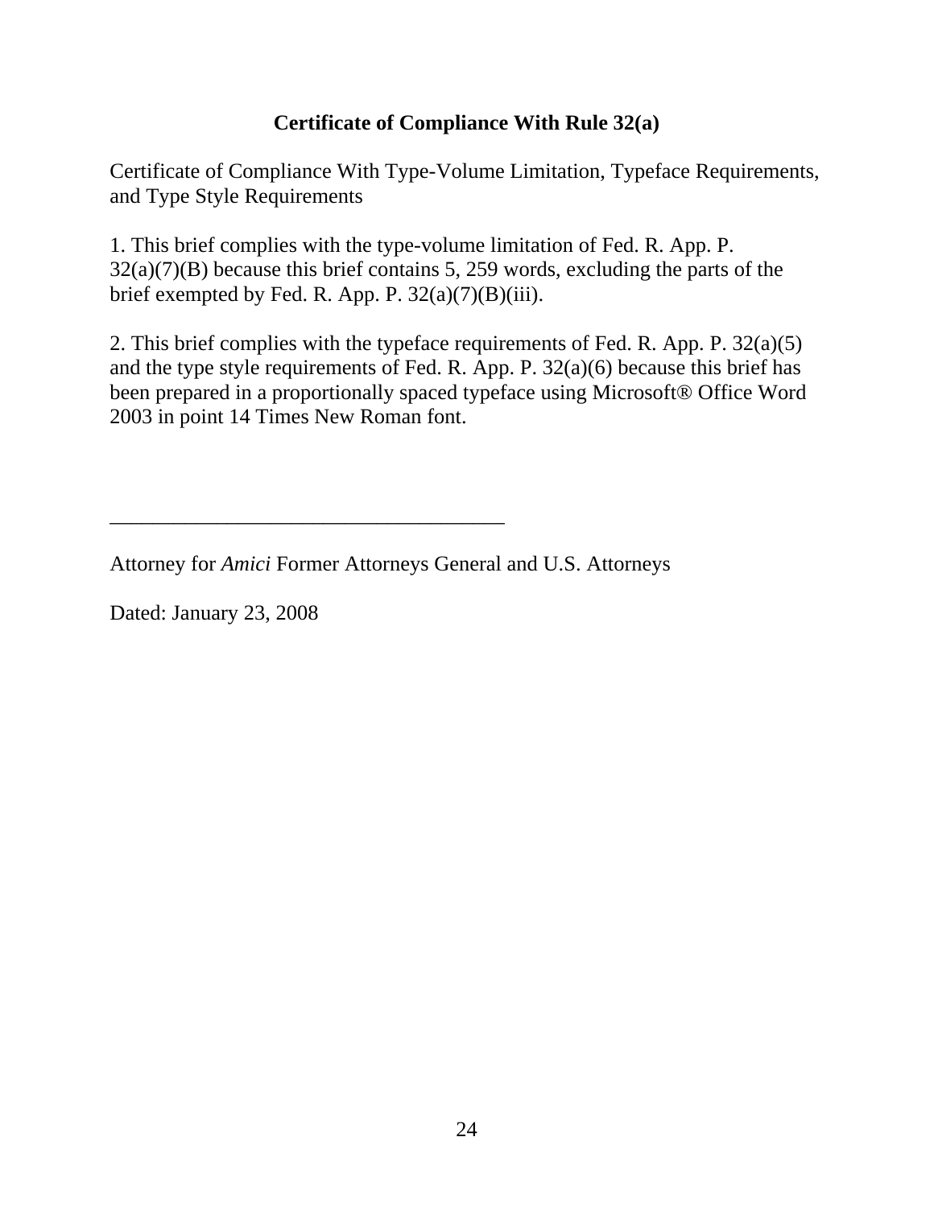## Certificate of Compliance With Rule 32(a)

Certificate of Compliance With Type-Volume Limitation, Typeface Requirements, and Type Style Requirements

1. This brief complies with the type-volume limitation of Fed. R. App. P. 32(a)(7)(B) because this brief contains 5, 259 words, excluding the parts of the brief exempted by Fed. R. App. P. 32(a)(7)(B)(iii).

2. This brief complies with the typeface requirements of Fed. R. App. P. 32(a)(5) and the type style requirements of Fed. R. App. P. 32(a)(6) because this brief has been prepared in a proportionally spaced typeface using Microsoft® Office Word 2003 in point 14 Times New Roman font.

\_\_\_\_\_\_\_\_\_\_\_\_\_\_\_\_\_\_\_\_\_\_\_\_\_\_\_\_\_\_\_\_\_\_\_\_\_\_

Attorney for *Amici* Former Attorneys General and U.S. Attorneys

Dated: January 23, 2008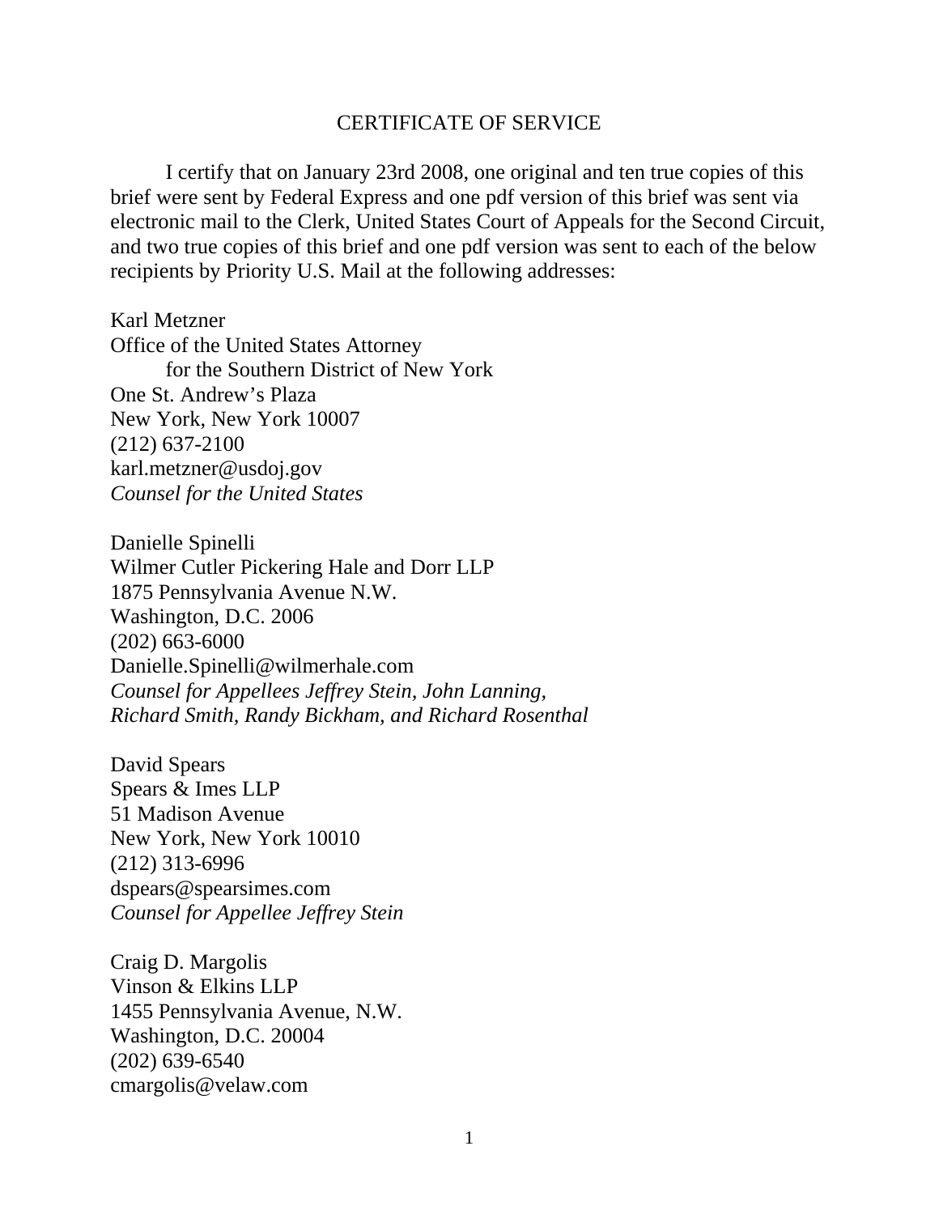## CERTIFICATE OF SERVICE

I certify that on January 23rd 2008, one original and ten true copies of this brief were sent by Federal Express and one pdf version of this brief was sent via electronic mail to the Clerk, United States Court of Appeals for the Second Circuit, and two true copies of this brief and one pdf version was sent to each of the below recipients by Priority U.S. Mail at the following addresses:

Karl Metzner
Office of the United States Attorney
for the Southern District of New York
One St. Andrew's Plaza
New York, New York 10007
(212) 637-2100
karl.metzner@usdoj.gov
*Counsel for the United States*

Danielle Spinelli
Wilmer Cutler Pickering Hale and Dorr LLP
1875 Pennsylvania Avenue N.W.
Washington, D.C. 2006
(202) 663-6000
Danielle.Spinelli@wilmerhale.com
*Counsel for Appellees Jeffrey Stein, John Lanning, Richard Smith, Randy Bickham, and Richard Rosenthal*

David Spears
Spears & Imes LLP
51 Madison Avenue
New York, New York 10010
(212) 313-6996
dspears@spearsimes.com
*Counsel for Appellee Jeffrey Stein*

Craig D. Margolis
Vinson & Elkins LLP
1455 Pennsylvania Avenue, N.W.
Washington, D.C. 20004
(202) 639-6540
cmargolis@velaw.com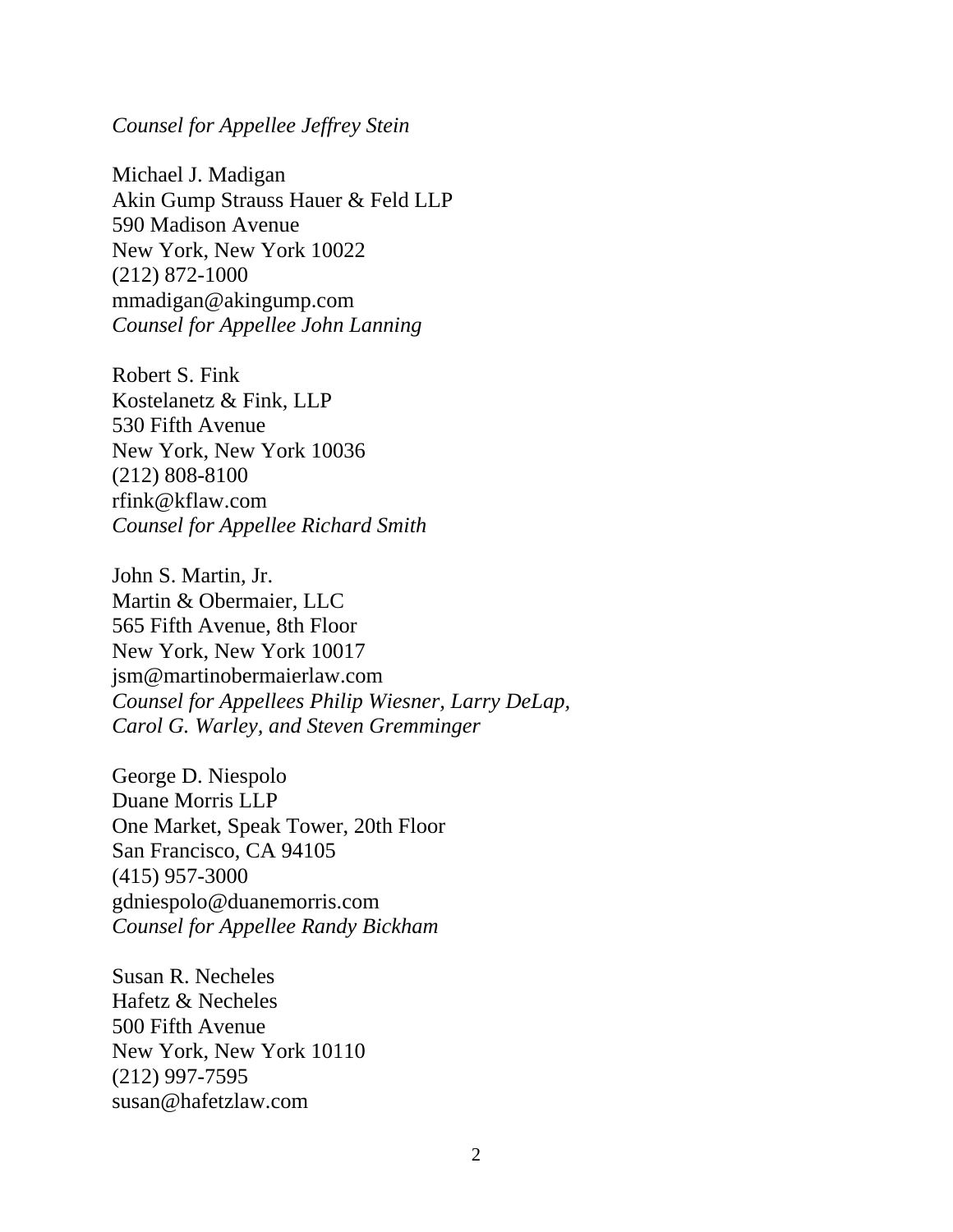*Counsel for Appellee Jeffrey Stein*

Michael J. Madigan
Akin Gump Strauss Hauer & Feld LLP
590 Madison Avenue
New York, New York 10022
(212) 872-1000
mmadigan@akingump.com
*Counsel for Appellee John Lanning*

Robert S. Fink
Kostelanetz & Fink, LLP
530 Fifth Avenue
New York, New York 10036
(212) 808-8100
rfink@kflaw.com
*Counsel for Appellee Richard Smith*

John S. Martin, Jr.
Martin & Obermaier, LLC
565 Fifth Avenue, 8th Floor
New York, New York 10017
jsm@martinobermaierlaw.com
*Counsel for Appellees Philip Wiesner, Larry DeLap, Carol G. Warley, and Steven Gremminger*

George D. Niespolo
Duane Morris LLP
One Market, Speak Tower, 20th Floor
San Francisco, CA 94105
(415) 957-3000
gdniespolo@duanemorris.com
*Counsel for Appellee Randy Bickham*

Susan R. Necheles
Hafetz & Necheles
500 Fifth Avenue
New York, New York 10110
(212) 997-7595
susan@hafetzlaw.com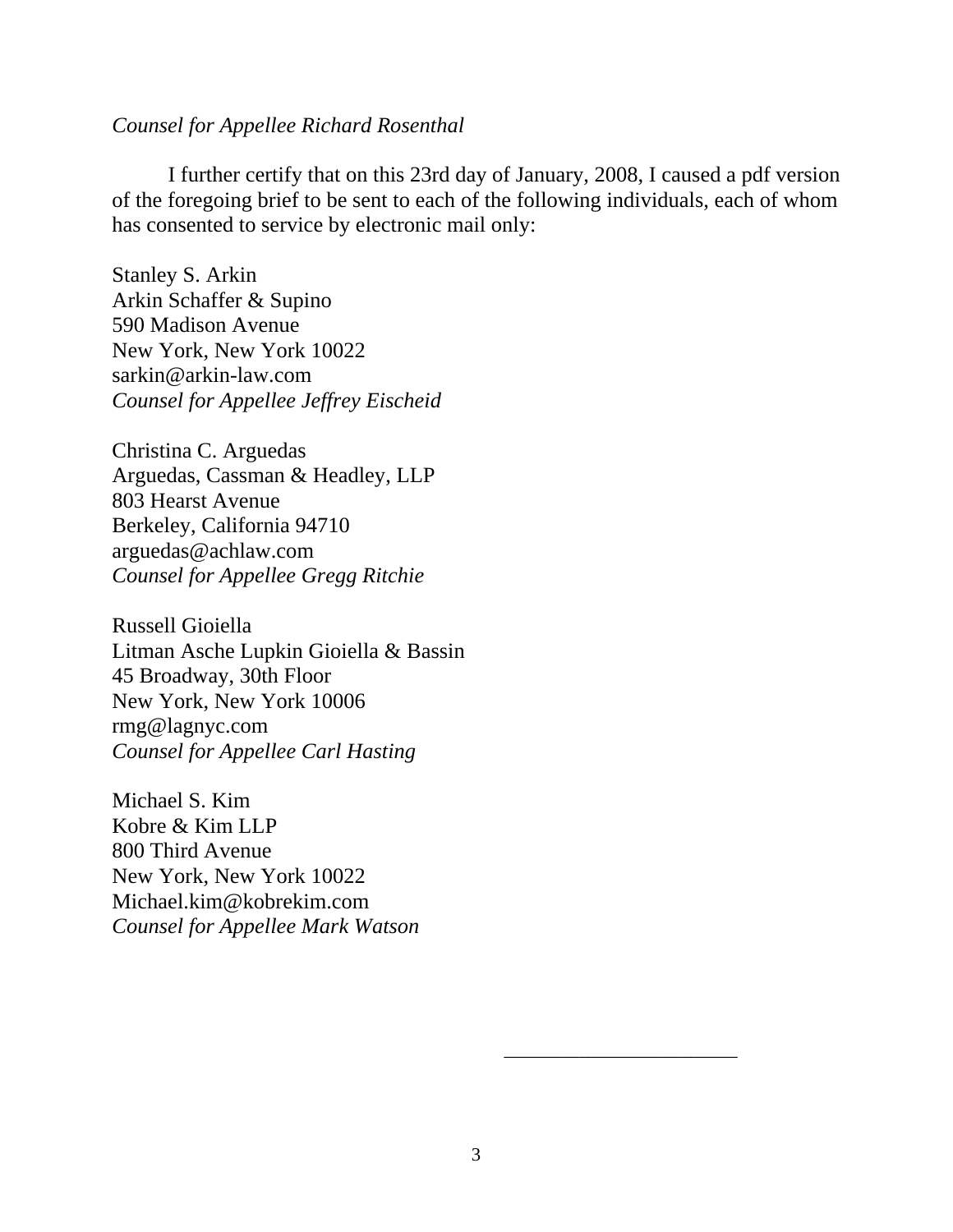*Counsel for Appellee Richard Rosenthal*

I further certify that on this 23rd day of January, 2008, I caused a pdf version of the foregoing brief to be sent to each of the following individuals, each of whom has consented to service by electronic mail only:

Stanley S. Arkin  
Arkin Schaffer & Supino  
590 Madison Avenue  
New York, New York 10022  
sarkin@arkin-law.com  
*Counsel for Appellee Jeffrey Eischeid*

Christina C. Arguedas  
Arguedas, Cassman & Headley, LLP  
803 Hearst Avenue  
Berkeley, California 94710  
arguedas@achlaw.com  
*Counsel for Appellee Gregg Ritchie*

Russell Gioiella  
Litman Asche Lupkin Gioiella & Bassin  
45 Broadway, 30th Floor  
New York, New York 10006  
rmg@lagnyc.com  
*Counsel for Appellee Carl Hasting*

Michael S. Kim  
Kobre & Kim LLP  
800 Third Avenue  
New York, New York 10022  
Michael.kim@kobrekim.com  
*Counsel for Appellee Mark Watson*

\_\_\_\_\_\_\_\_\_\_\_\_\_\_\_\_\_\_\_\_\_\_\_